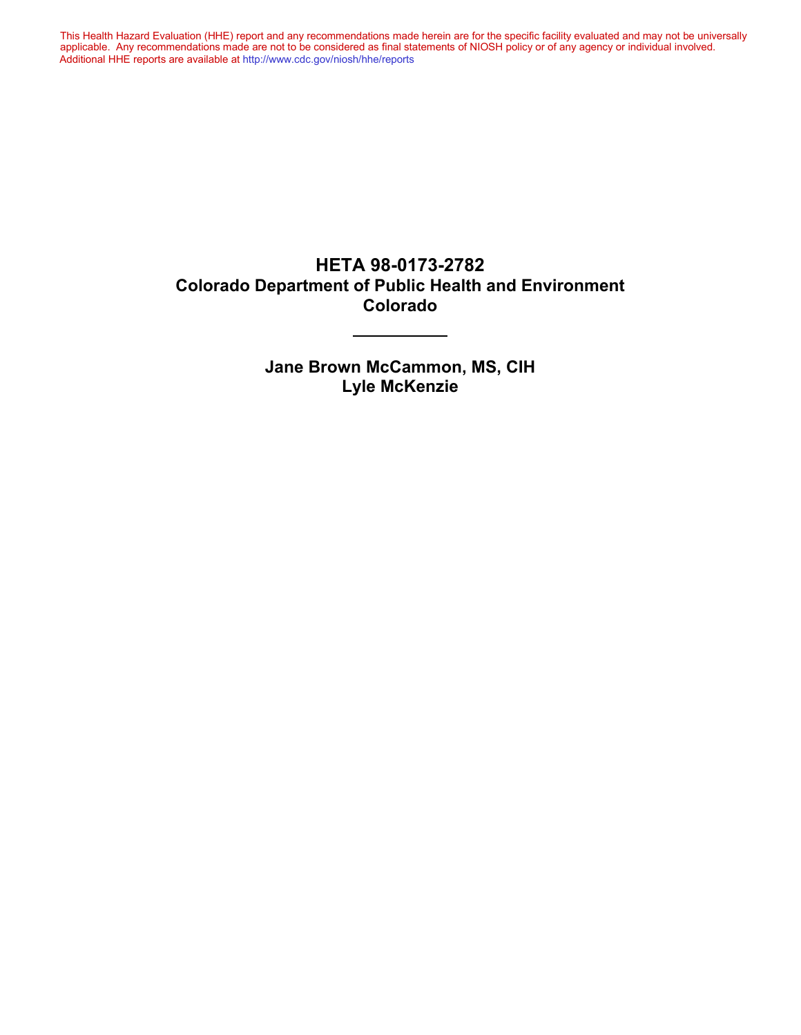This Health Hazard Evaluation (HHE) report and any recommendations made herein are for the specific facility evaluated and may not be universally applicable. Any recommendations made are not to be considered as final statements of NIOSH policy or of any agency or individual involved. Additional HHE reports are available at http://www.cdc.gov/niosh/hhe/reports

# HETA 98-0173-2782
# Colorado Department of Public Health and Environment
# Colorado

---

**Jane Brown McCammon, MS, CIH**
**Lyle McKenzie**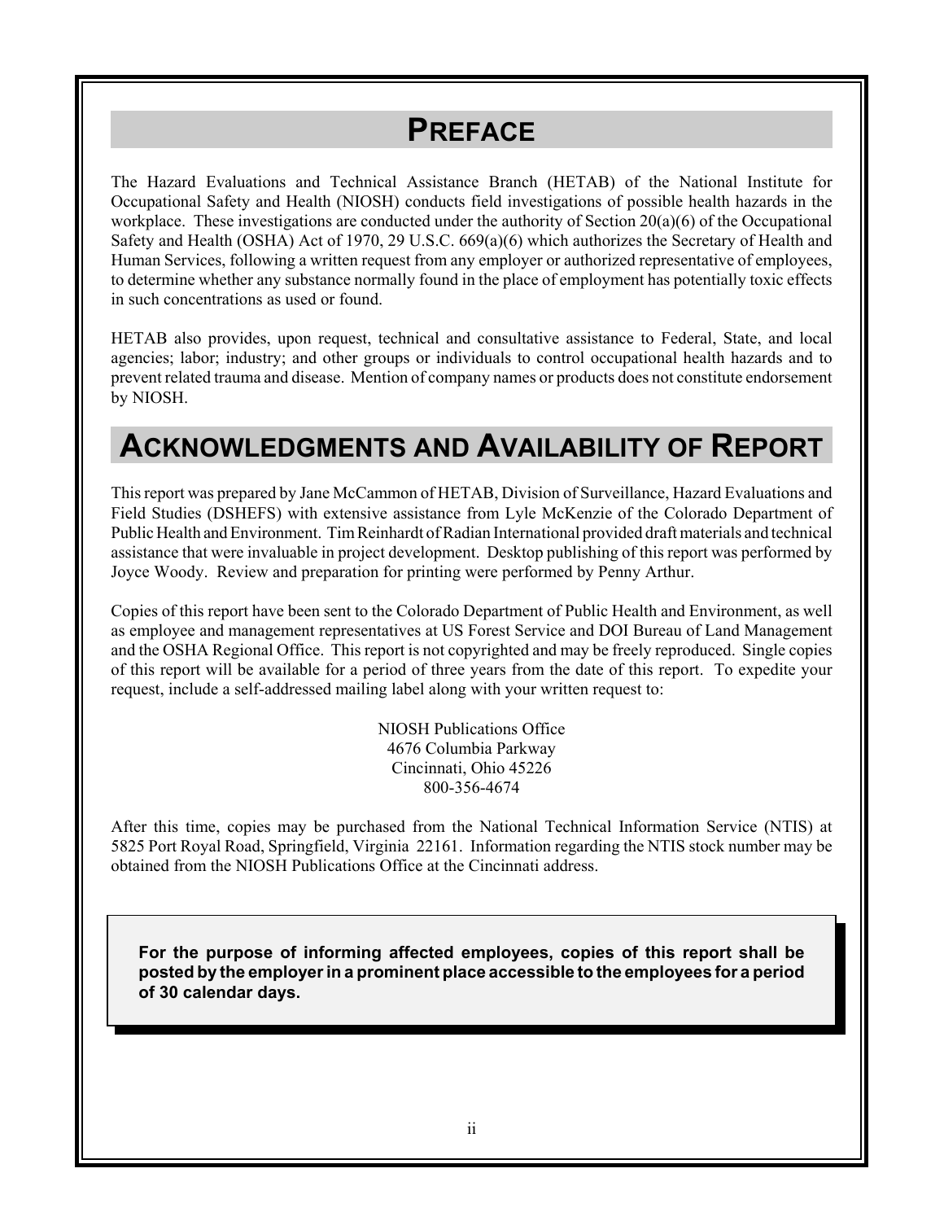# PREFACE

The Hazard Evaluations and Technical Assistance Branch (HETAB) of the National Institute for Occupational Safety and Health (NIOSH) conducts field investigations of possible health hazards in the workplace. These investigations are conducted under the authority of Section 20(a)(6) of the Occupational Safety and Health (OSHA) Act of 1970, 29 U.S.C. 669(a)(6) which authorizes the Secretary of Health and Human Services, following a written request from any employer or authorized representative of employees, to determine whether any substance normally found in the place of employment has potentially toxic effects in such concentrations as used or found.

HETAB also provides, upon request, technical and consultative assistance to Federal, State, and local agencies; labor; industry; and other groups or individuals to control occupational health hazards and to prevent related trauma and disease. Mention of company names or products does not constitute endorsement by NIOSH.

# ACKNOWLEDGMENTS AND AVAILABILITY OF REPORT

This report was prepared by Jane McCammon of HETAB, Division of Surveillance, Hazard Evaluations and Field Studies (DSHEFS) with extensive assistance from Lyle McKenzie of the Colorado Department of Public Health and Environment. Tim Reinhardt of Radian International provided draft materials and technical assistance that were invaluable in project development. Desktop publishing of this report was performed by Joyce Woody. Review and preparation for printing were performed by Penny Arthur.

Copies of this report have been sent to the Colorado Department of Public Health and Environment, as well as employee and management representatives at US Forest Service and DOI Bureau of Land Management and the OSHA Regional Office. This report is not copyrighted and may be freely reproduced. Single copies of this report will be available for a period of three years from the date of this report. To expedite your request, include a self-addressed mailing label along with your written request to:

NIOSH Publications Office
4676 Columbia Parkway
Cincinnati, Ohio 45226
800-356-4674

After this time, copies may be purchased from the National Technical Information Service (NTIS) at 5825 Port Royal Road, Springfield, Virginia 22161. Information regarding the NTIS stock number may be obtained from the NIOSH Publications Office at the Cincinnati address.

**For the purpose of informing affected employees, copies of this report shall be posted by the employer in a prominent place accessible to the employees for a period of 30 calendar days.**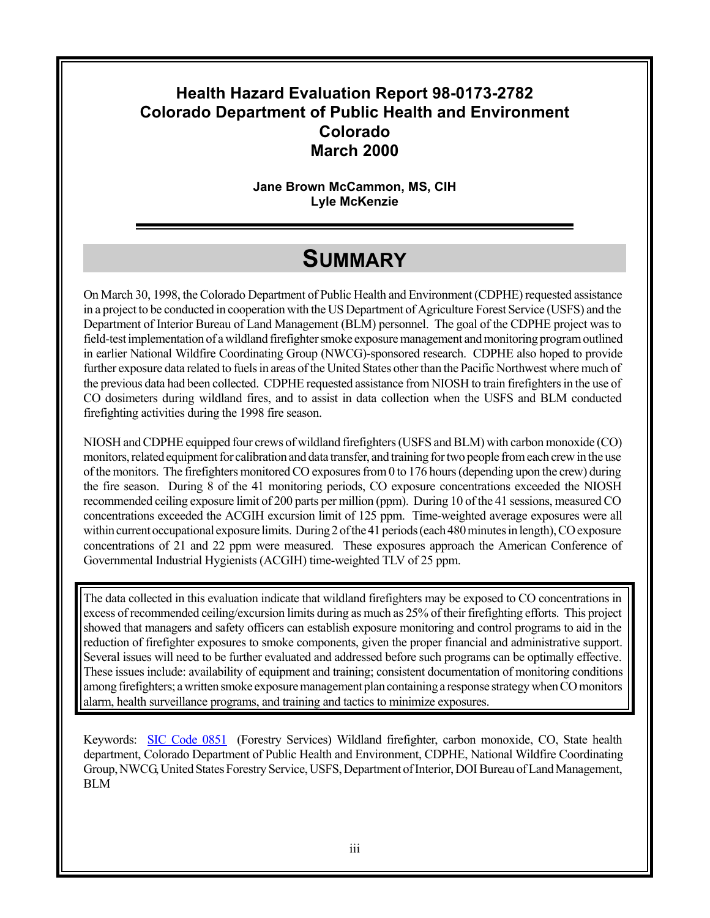# Health Hazard Evaluation Report 98-0173-2782
# Colorado Department of Public Health and Environment
# Colorado
# March 2000

**Jane Brown McCammon, MS, CIH**
**Lyle McKenzie**

## SUMMARY

On March 30, 1998, the Colorado Department of Public Health and Environment (CDPHE) requested assistance in a project to be conducted in cooperation with the US Department of Agriculture Forest Service (USFS) and the Department of Interior Bureau of Land Management (BLM) personnel. The goal of the CDPHE project was to field-test implementation of a wildland firefighter smoke exposure management and monitoring program outlined in earlier National Wildfire Coordinating Group (NWCG)-sponsored research. CDPHE also hoped to provide further exposure data related to fuels in areas of the United States other than the Pacific Northwest where much of the previous data had been collected. CDPHE requested assistance from NIOSH to train firefighters in the use of CO dosimeters during wildland fires, and to assist in data collection when the USFS and BLM conducted firefighting activities during the 1998 fire season.

NIOSH and CDPHE equipped four crews of wildland firefighters (USFS and BLM) with carbon monoxide (CO) monitors, related equipment for calibration and data transfer, and training for two people from each crew in the use of the monitors. The firefighters monitored CO exposures from 0 to 176 hours (depending upon the crew) during the fire season. During 8 of the 41 monitoring periods, CO exposure concentrations exceeded the NIOSH recommended ceiling exposure limit of 200 parts per million (ppm). During 10 of the 41 sessions, measured CO concentrations exceeded the ACGIH excursion limit of 125 ppm. Time-weighted average exposures were all within current occupational exposure limits. During 2 of the 41 periods (each 480 minutes in length), CO exposure concentrations of 21 and 22 ppm were measured. These exposures approach the American Conference of Governmental Industrial Hygienists (ACGIH) time-weighted TLV of 25 ppm.

The data collected in this evaluation indicate that wildland firefighters may be exposed to CO concentrations in excess of recommended ceiling/excursion limits during as much as 25% of their firefighting efforts. This project showed that managers and safety officers can establish exposure monitoring and control programs to aid in the reduction of firefighter exposures to smoke components, given the proper financial and administrative support. Several issues will need to be further evaluated and addressed before such programs can be optimally effective. These issues include: availability of equipment and training; consistent documentation of monitoring conditions among firefighters; a written smoke exposure management plan containing a response strategy when CO monitors alarm, health surveillance programs, and training and tactics to minimize exposures.

Keywords: SIC Code 0851 (Forestry Services) Wildland firefighter, carbon monoxide, CO, State health department, Colorado Department of Public Health and Environment, CDPHE, National Wildfire Coordinating Group, NWCG, United States Forestry Service, USFS, Department of Interior, DOI Bureau of Land Management, BLM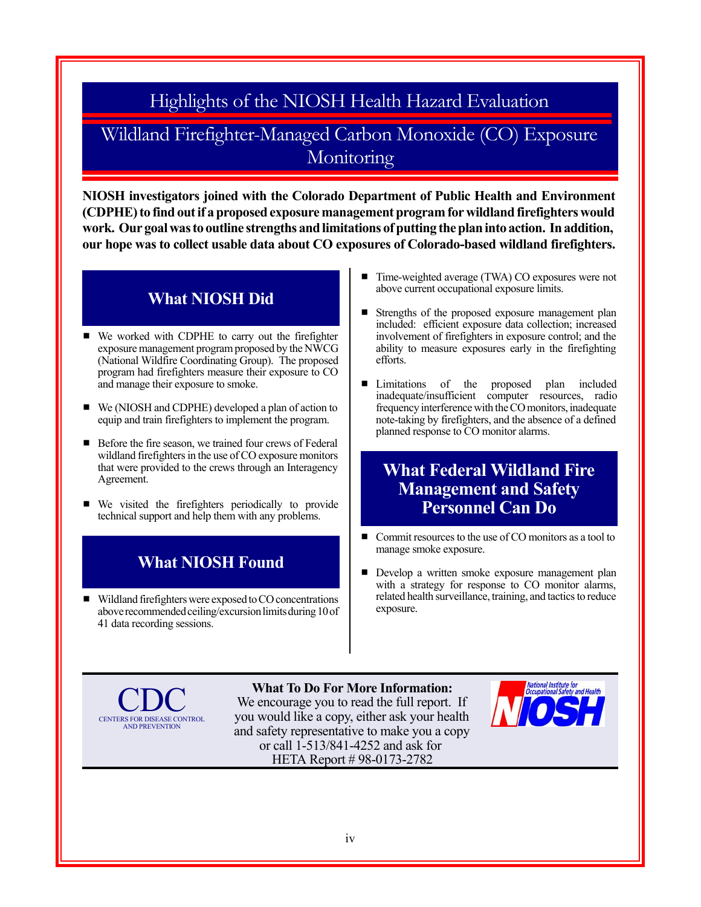# Highlights of the NIOSH Health Hazard Evaluation

## Wildland Firefighter-Managed Carbon Monoxide (CO) Exposure Monitoring

**NIOSH investigators joined with the Colorado Department of Public Health and Environment (CDPHE) to find out if a proposed exposure management program for wildland firefighters would work. Our goal was to outline strengths and limitations of putting the plan into action. In addition, our hope was to collect usable data about CO exposures of Colorado-based wildland firefighters.**

### What NIOSH Did

- We worked with CDPHE to carry out the firefighter exposure management program proposed by the NWCG (National Wildfire Coordinating Group). The proposed program had firefighters measure their exposure to CO and manage their exposure to smoke.
- We (NIOSH and CDPHE) developed a plan of action to equip and train firefighters to implement the program.
- Before the fire season, we trained four crews of Federal wildland firefighters in the use of CO exposure monitors that were provided to the crews through an Interagency Agreement.
- We visited the firefighters periodically to provide technical support and help them with any problems.

### What NIOSH Found

- Wildland firefighters were exposed to CO concentrations above recommended ceiling/excursion limits during 10 of 41 data recording sessions.
- Time-weighted average (TWA) CO exposures were not above current occupational exposure limits.
- Strengths of the proposed exposure management plan included: efficient exposure data collection; increased involvement of firefighters in exposure control; and the ability to measure exposures early in the firefighting efforts.
- Limitations of the proposed plan included inadequate/insufficient computer resources, radio frequency interference with the CO monitors, inadequate note-taking by firefighters, and the absence of a defined planned response to CO monitor alarms.

### What Federal Wildland Fire Management and Safety Personnel Can Do

- Commit resources to the use of CO monitors as a tool to manage smoke exposure.
- Develop a written smoke exposure management plan with a strategy for response to CO monitor alarms, related health surveillance, training, and tactics to reduce exposure.

CDC
CENTERS FOR DISEASE CONTROL AND PREVENTION

**What To Do For More Information:**
We encourage you to read the full report. If you would like a copy, either ask your health and safety representative to make you a copy or call 1-513/841-4252 and ask for HETA Report # 98-0173-2782

National Institute for Occupational Safety and Health
NIOSH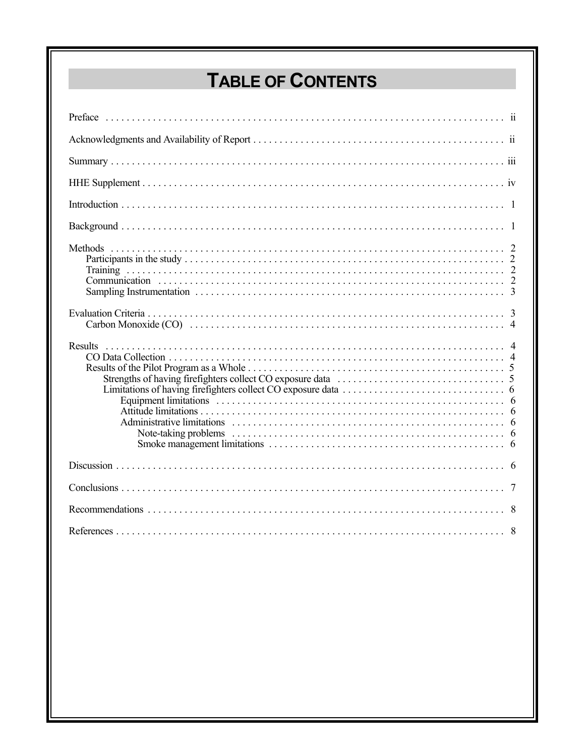# TABLE OF CONTENTS

Preface . . . . . . . . . . . . . . . . . . . . . . . . . . . . . . . . . . . . . . . . . . . . . . . . . . . . . . . . . . . . . . . . . . . . . . . . . . . ii

Acknowledgments and Availability of Report . . . . . . . . . . . . . . . . . . . . . . . . . . . . . . . . . . . . . . . . . . . . . . . . . ii

Summary . . . . . . . . . . . . . . . . . . . . . . . . . . . . . . . . . . . . . . . . . . . . . . . . . . . . . . . . . . . . . . . . . . . . . . . . . . iii

HHE Supplement . . . . . . . . . . . . . . . . . . . . . . . . . . . . . . . . . . . . . . . . . . . . . . . . . . . . . . . . . . . . . . . . . . . . . iv

Introduction . . . . . . . . . . . . . . . . . . . . . . . . . . . . . . . . . . . . . . . . . . . . . . . . . . . . . . . . . . . . . . . . . . . . . . . 1

Background . . . . . . . . . . . . . . . . . . . . . . . . . . . . . . . . . . . . . . . . . . . . . . . . . . . . . . . . . . . . . . . . . . . . . . . 1

Methods . . . . . . . . . . . . . . . . . . . . . . . . . . . . . . . . . . . . . . . . . . . . . . . . . . . . . . . . . . . . . . . . . . . . . . . . . . 2
- Participants in the study . . . . . . . . . . . . . . . . . . . . . . . . . . . . . . . . . . . . . . . . . . . . . . . . . . . . . . . . . . . . 2
- Training . . . . . . . . . . . . . . . . . . . . . . . . . . . . . . . . . . . . . . . . . . . . . . . . . . . . . . . . . . . . . . . . . . . . . . . . 2
- Communication . . . . . . . . . . . . . . . . . . . . . . . . . . . . . . . . . . . . . . . . . . . . . . . . . . . . . . . . . . . . . . . . . . 2
- Sampling Instrumentation . . . . . . . . . . . . . . . . . . . . . . . . . . . . . . . . . . . . . . . . . . . . . . . . . . . . . . . . . . . 3

Evaluation Criteria . . . . . . . . . . . . . . . . . . . . . . . . . . . . . . . . . . . . . . . . . . . . . . . . . . . . . . . . . . . . . . . . . . . 3
- Carbon Monoxide (CO) . . . . . . . . . . . . . . . . . . . . . . . . . . . . . . . . . . . . . . . . . . . . . . . . . . . . . . . . . . . . 4

Results . . . . . . . . . . . . . . . . . . . . . . . . . . . . . . . . . . . . . . . . . . . . . . . . . . . . . . . . . . . . . . . . . . . . . . . . . . . 4
- CO Data Collection . . . . . . . . . . . . . . . . . . . . . . . . . . . . . . . . . . . . . . . . . . . . . . . . . . . . . . . . . . . . . . . 4
- Results of the Pilot Program as a Whole . . . . . . . . . . . . . . . . . . . . . . . . . . . . . . . . . . . . . . . . . . . . . . . . . 5
  - Strengths of having firefighters collect CO exposure data . . . . . . . . . . . . . . . . . . . . . . . . . . . . . . . . 5
  - Limitations of having firefighters collect CO exposure data . . . . . . . . . . . . . . . . . . . . . . . . . . . . . . . 6
    - Equipment limitations . . . . . . . . . . . . . . . . . . . . . . . . . . . . . . . . . . . . . . . . . . . . . . . . . . . . . . 6
    - Attitude limitations . . . . . . . . . . . . . . . . . . . . . . . . . . . . . . . . . . . . . . . . . . . . . . . . . . . . . . . . . 6
    - Administrative limitations . . . . . . . . . . . . . . . . . . . . . . . . . . . . . . . . . . . . . . . . . . . . . . . . . . . . 6
      - Note-taking problems . . . . . . . . . . . . . . . . . . . . . . . . . . . . . . . . . . . . . . . . . . . . . . . . . . . 6
      - Smoke management limitations . . . . . . . . . . . . . . . . . . . . . . . . . . . . . . . . . . . . . . . . . . . . . 6

Discussion . . . . . . . . . . . . . . . . . . . . . . . . . . . . . . . . . . . . . . . . . . . . . . . . . . . . . . . . . . . . . . . . . . . . . . . . 6

Conclusions . . . . . . . . . . . . . . . . . . . . . . . . . . . . . . . . . . . . . . . . . . . . . . . . . . . . . . . . . . . . . . . . . . . . . . . 7

Recommendations . . . . . . . . . . . . . . . . . . . . . . . . . . . . . . . . . . . . . . . . . . . . . . . . . . . . . . . . . . . . . . . . . . . 8

References . . . . . . . . . . . . . . . . . . . . . . . . . . . . . . . . . . . . . . . . . . . . . . . . . . . . . . . . . . . . . . . . . . . . . . . . 8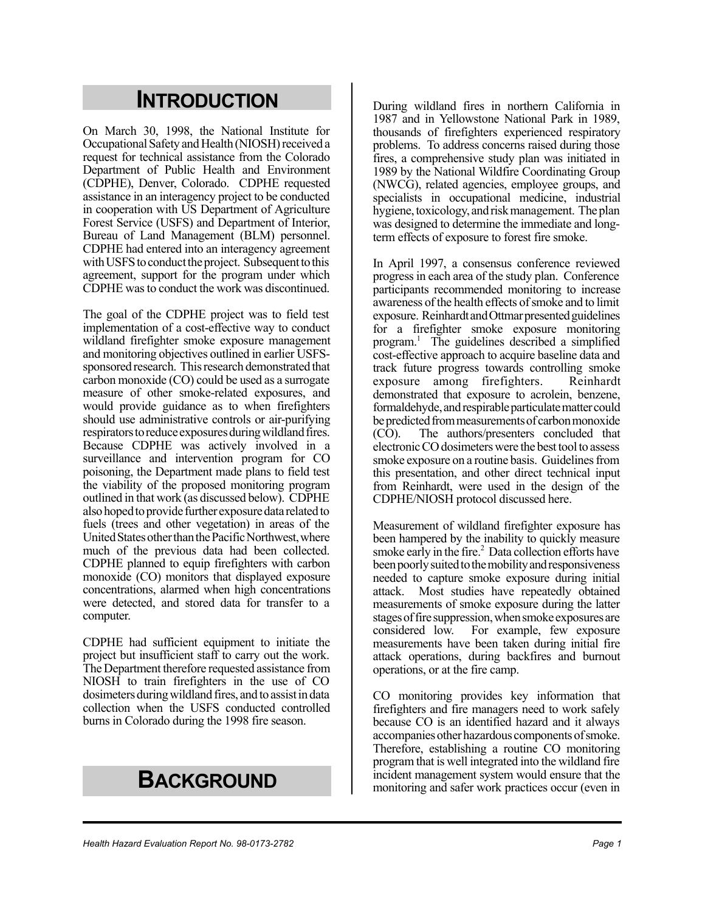# INTRODUCTION

On March 30, 1998, the National Institute for Occupational Safety and Health (NIOSH) received a request for technical assistance from the Colorado Department of Public Health and Environment (CDPHE), Denver, Colorado. CDPHE requested assistance in an interagency project to be conducted in cooperation with US Department of Agriculture Forest Service (USFS) and Department of Interior, Bureau of Land Management (BLM) personnel. CDPHE had entered into an interagency agreement with USFS to conduct the project. Subsequent to this agreement, support for the program under which CDPHE was to conduct the work was discontinued.

The goal of the CDPHE project was to field test implementation of a cost-effective way to conduct wildland firefighter smoke exposure management and monitoring objectives outlined in earlier USFS-sponsored research. This research demonstrated that carbon monoxide (CO) could be used as a surrogate measure of other smoke-related exposures, and would provide guidance as to when firefighters should use administrative controls or air-purifying respirators to reduce exposures during wildland fires. Because CDPHE was actively involved in a surveillance and intervention program for CO poisoning, the Department made plans to field test the viability of the proposed monitoring program outlined in that work (as discussed below). CDPHE also hoped to provide further exposure data related to fuels (trees and other vegetation) in areas of the United States other than the Pacific Northwest, where much of the previous data had been collected. CDPHE planned to equip firefighters with carbon monoxide (CO) monitors that displayed exposure concentrations, alarmed when high concentrations were detected, and stored data for transfer to a computer.

CDPHE had sufficient equipment to initiate the project but insufficient staff to carry out the work. The Department therefore requested assistance from NIOSH to train firefighters in the use of CO dosimeters during wildland fires, and to assist in data collection when the USFS conducted controlled burns in Colorado during the 1998 fire season.

# BACKGROUND

During wildland fires in northern California in 1987 and in Yellowstone National Park in 1989, thousands of firefighters experienced respiratory problems. To address concerns raised during those fires, a comprehensive study plan was initiated in 1989 by the National Wildfire Coordinating Group (NWCG), related agencies, employee groups, and specialists in occupational medicine, industrial hygiene, toxicology, and risk management. The plan was designed to determine the immediate and long-term effects of exposure to forest fire smoke.

In April 1997, a consensus conference reviewed progress in each area of the study plan. Conference participants recommended monitoring to increase awareness of the health effects of smoke and to limit exposure. Reinhardt and Ottmar presented guidelines for a firefighter smoke exposure monitoring program.[1] The guidelines described a simplified cost-effective approach to acquire baseline data and track future progress towards controlling smoke exposure among firefighters. Reinhardt demonstrated that exposure to acrolein, benzene, formaldehyde, and respirable particulate matter could be predicted from measurements of carbon monoxide (CO). The authors/presenters concluded that electronic CO dosimeters were the best tool to assess smoke exposure on a routine basis. Guidelines from this presentation, and other direct technical input from Reinhardt, were used in the design of the CDPHE/NIOSH protocol discussed here.

Measurement of wildland firefighter exposure has been hampered by the inability to quickly measure smoke early in the fire.[2] Data collection efforts have been poorly suited to the mobility and responsiveness needed to capture smoke exposure during initial attack. Most studies have repeatedly obtained measurements of smoke exposure during the latter stages of fire suppression, when smoke exposures are considered low. For example, few exposure measurements have been taken during initial fire attack operations, during backfires and burnout operations, or at the fire camp.

CO monitoring provides key information that firefighters and fire managers need to work safely because CO is an identified hazard and it always accompanies other hazardous components of smoke. Therefore, establishing a routine CO monitoring program that is well integrated into the wildland fire incident management system would ensure that the monitoring and safer work practices occur (even in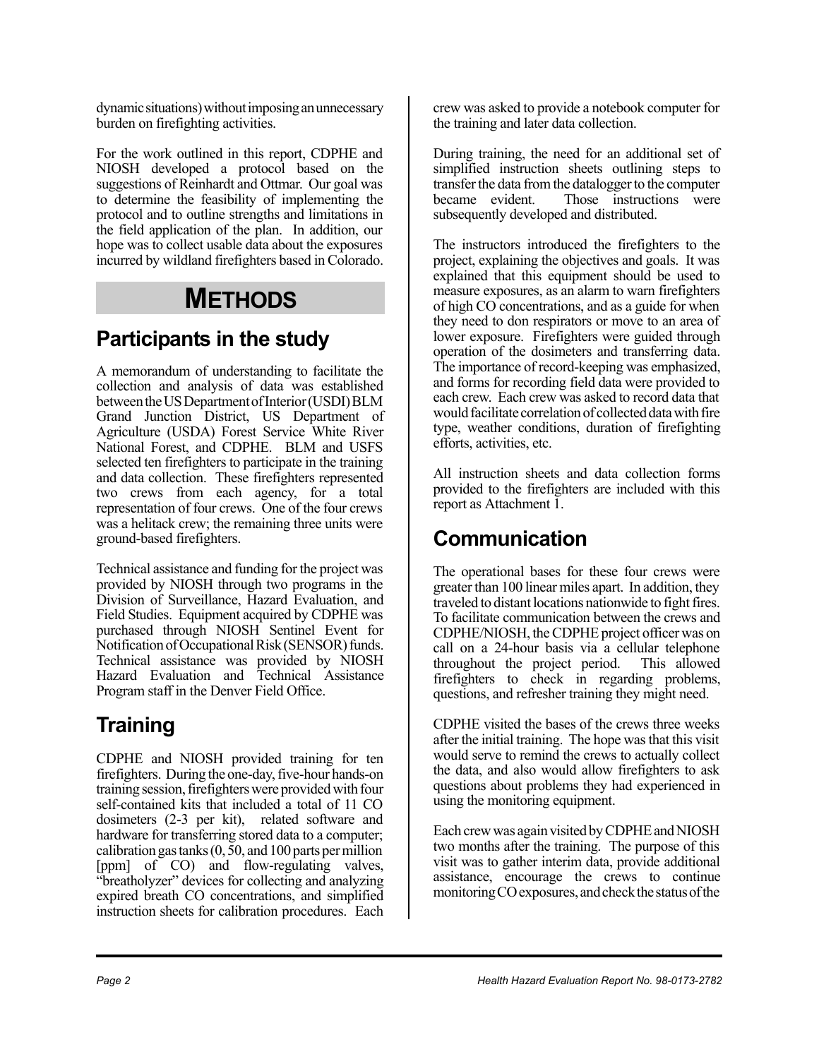dynamic situations) without imposing an unnecessary burden on firefighting activities.

For the work outlined in this report, CDPHE and NIOSH developed a protocol based on the suggestions of Reinhardt and Ottmar. Our goal was to determine the feasibility of implementing the protocol and to outline strengths and limitations in the field application of the plan. In addition, our hope was to collect usable data about the exposures incurred by wildland firefighters based in Colorado.

# METHODS

## Participants in the study

A memorandum of understanding to facilitate the collection and analysis of data was established between the US Department of Interior (USDI) BLM Grand Junction District, US Department of Agriculture (USDA) Forest Service White River National Forest, and CDPHE. BLM and USFS selected ten firefighters to participate in the training and data collection. These firefighters represented two crews from each agency, for a total representation of four crews. One of the four crews was a helitack crew; the remaining three units were ground-based firefighters.

Technical assistance and funding for the project was provided by NIOSH through two programs in the Division of Surveillance, Hazard Evaluation, and Field Studies. Equipment acquired by CDPHE was purchased through NIOSH Sentinel Event for Notification of Occupational Risk (SENSOR) funds. Technical assistance was provided by NIOSH Hazard Evaluation and Technical Assistance Program staff in the Denver Field Office.

## Training

CDPHE and NIOSH provided training for ten firefighters. During the one-day, five-hour hands-on training session, firefighters were provided with four self-contained kits that included a total of 11 CO dosimeters (2-3 per kit), related software and hardware for transferring stored data to a computer; calibration gas tanks (0, 50, and 100 parts per million [ppm] of CO) and flow-regulating valves, "breatholyzer" devices for collecting and analyzing expired breath CO concentrations, and simplified instruction sheets for calibration procedures. Each crew was asked to provide a notebook computer for the training and later data collection.

During training, the need for an additional set of simplified instruction sheets outlining steps to transfer the data from the datalogger to the computer became evident. Those instructions were subsequently developed and distributed.

The instructors introduced the firefighters to the project, explaining the objectives and goals. It was explained that this equipment should be used to measure exposures, as an alarm to warn firefighters of high CO concentrations, and as a guide for when they need to don respirators or move to an area of lower exposure. Firefighters were guided through operation of the dosimeters and transferring data. The importance of record-keeping was emphasized, and forms for recording field data were provided to each crew. Each crew was asked to record data that would facilitate correlation of collected data with fire type, weather conditions, duration of firefighting efforts, activities, etc.

All instruction sheets and data collection forms provided to the firefighters are included with this report as Attachment 1.

## Communication

The operational bases for these four crews were greater than 100 linear miles apart. In addition, they traveled to distant locations nationwide to fight fires. To facilitate communication between the crews and CDPHE/NIOSH, the CDPHE project officer was on call on a 24-hour basis via a cellular telephone throughout the project period. This allowed firefighters to check in regarding problems, questions, and refresher training they might need.

CDPHE visited the bases of the crews three weeks after the initial training. The hope was that this visit would serve to remind the crews to actually collect the data, and also would allow firefighters to ask questions about problems they had experienced in using the monitoring equipment.

Each crew was again visited by CDPHE and NIOSH two months after the training. The purpose of this visit was to gather interim data, provide additional assistance, encourage the crews to continue monitoring CO exposures, and check the status of the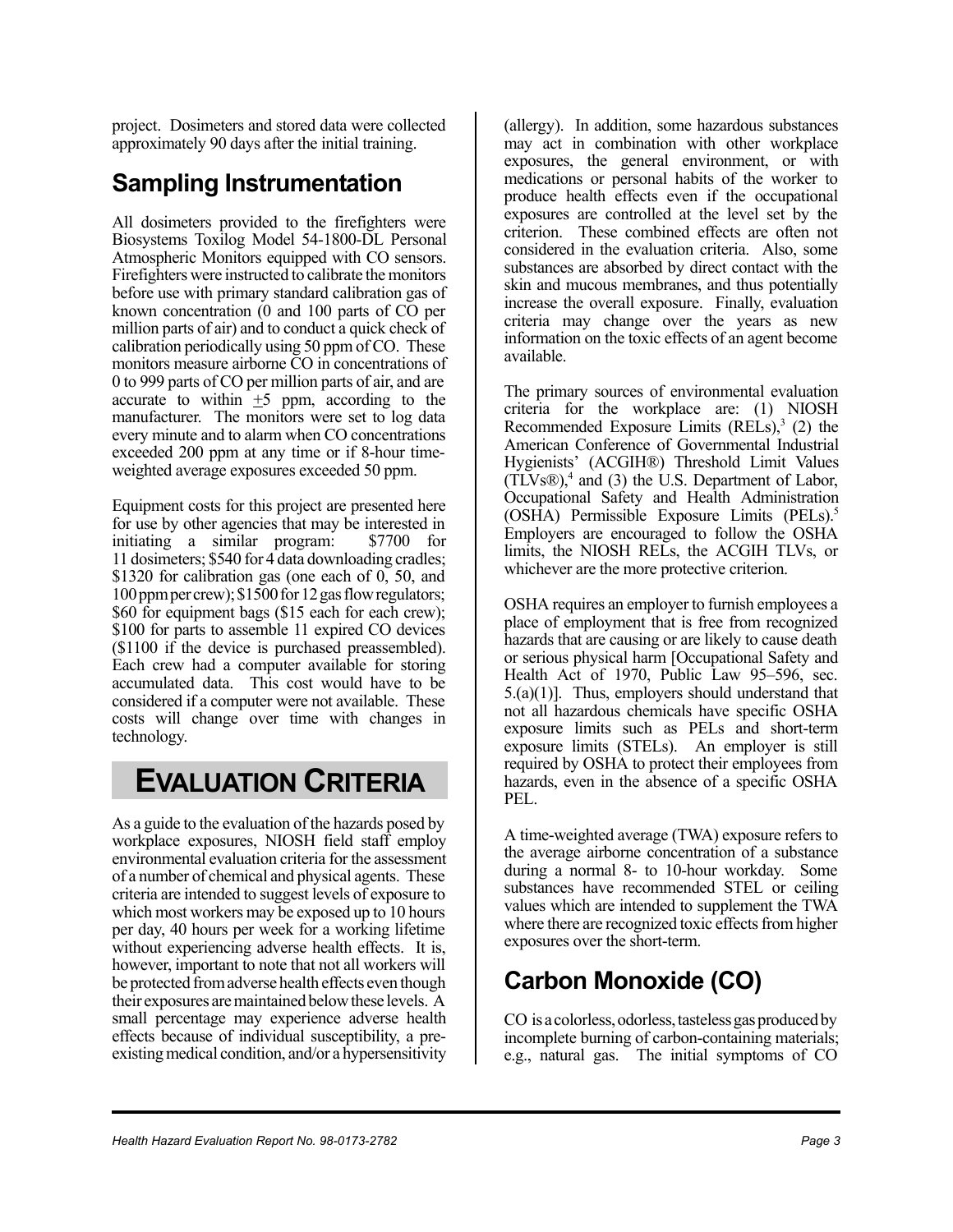project. Dosimeters and stored data were collected approximately 90 days after the initial training.

## Sampling Instrumentation

All dosimeters provided to the firefighters were Biosystems Toxilog Model 54-1800-DL Personal Atmospheric Monitors equipped with CO sensors. Firefighters were instructed to calibrate the monitors before use with primary standard calibration gas of known concentration (0 and 100 parts of CO per million parts of air) and to conduct a quick check of calibration periodically using 50 ppm of CO. These monitors measure airborne CO in concentrations of 0 to 999 parts of CO per million parts of air, and are accurate to within ±5 ppm, according to the manufacturer. The monitors were set to log data every minute and to alarm when CO concentrations exceeded 200 ppm at any time or if 8-hour time-weighted average exposures exceeded 50 ppm.

Equipment costs for this project are presented here for use by other agencies that may be interested in initiating a similar program: $7700 for 11 dosimeters; $540 for 4 data downloading cradles; $1320 for calibration gas (one each of 0, 50, and 100 ppm per crew); $1500 for 12 gas flow regulators; $60 for equipment bags ($15 each for each crew); $100 for parts to assemble 11 expired CO devices ($1100 if the device is purchased preassembled). Each crew had a computer available for storing accumulated data. This cost would have to be considered if a computer were not available. These costs will change over time with changes in technology.

# EVALUATION CRITERIA

As a guide to the evaluation of the hazards posed by workplace exposures, NIOSH field staff employ environmental evaluation criteria for the assessment of a number of chemical and physical agents. These criteria are intended to suggest levels of exposure to which most workers may be exposed up to 10 hours per day, 40 hours per week for a working lifetime without experiencing adverse health effects. It is, however, important to note that not all workers will be protected from adverse health effects even though their exposures are maintained below these levels. A small percentage may experience adverse health effects because of individual susceptibility, a pre-existing medical condition, and/or a hypersensitivity (allergy). In addition, some hazardous substances may act in combination with other workplace exposures, the general environment, or with medications or personal habits of the worker to produce health effects even if the occupational exposures are controlled at the level set by the criterion. These combined effects are often not considered in the evaluation criteria. Also, some substances are absorbed by direct contact with the skin and mucous membranes, and thus potentially increase the overall exposure. Finally, evaluation criteria may change over the years as new information on the toxic effects of an agent become available.

The primary sources of environmental evaluation criteria for the workplace are: (1) NIOSH Recommended Exposure Limits (RELs),[3] (2) the American Conference of Governmental Industrial Hygienists' (ACGIH®) Threshold Limit Values (TLVs®),[4] and (3) the U.S. Department of Labor, Occupational Safety and Health Administration (OSHA) Permissible Exposure Limits (PELs).[5] Employers are encouraged to follow the OSHA limits, the NIOSH RELs, the ACGIH TLVs, or whichever are the more protective criterion.

OSHA requires an employer to furnish employees a place of employment that is free from recognized hazards that are causing or are likely to cause death or serious physical harm [Occupational Safety and Health Act of 1970, Public Law 95–596, sec. 5.(a)(1)]. Thus, employers should understand that not all hazardous chemicals have specific OSHA exposure limits such as PELs and short-term exposure limits (STELs). An employer is still required by OSHA to protect their employees from hazards, even in the absence of a specific OSHA PEL.

A time-weighted average (TWA) exposure refers to the average airborne concentration of a substance during a normal 8- to 10-hour workday. Some substances have recommended STEL or ceiling values which are intended to supplement the TWA where there are recognized toxic effects from higher exposures over the short-term.

## Carbon Monoxide (CO)

CO is a colorless, odorless, tasteless gas produced by incomplete burning of carbon-containing materials; e.g., natural gas. The initial symptoms of CO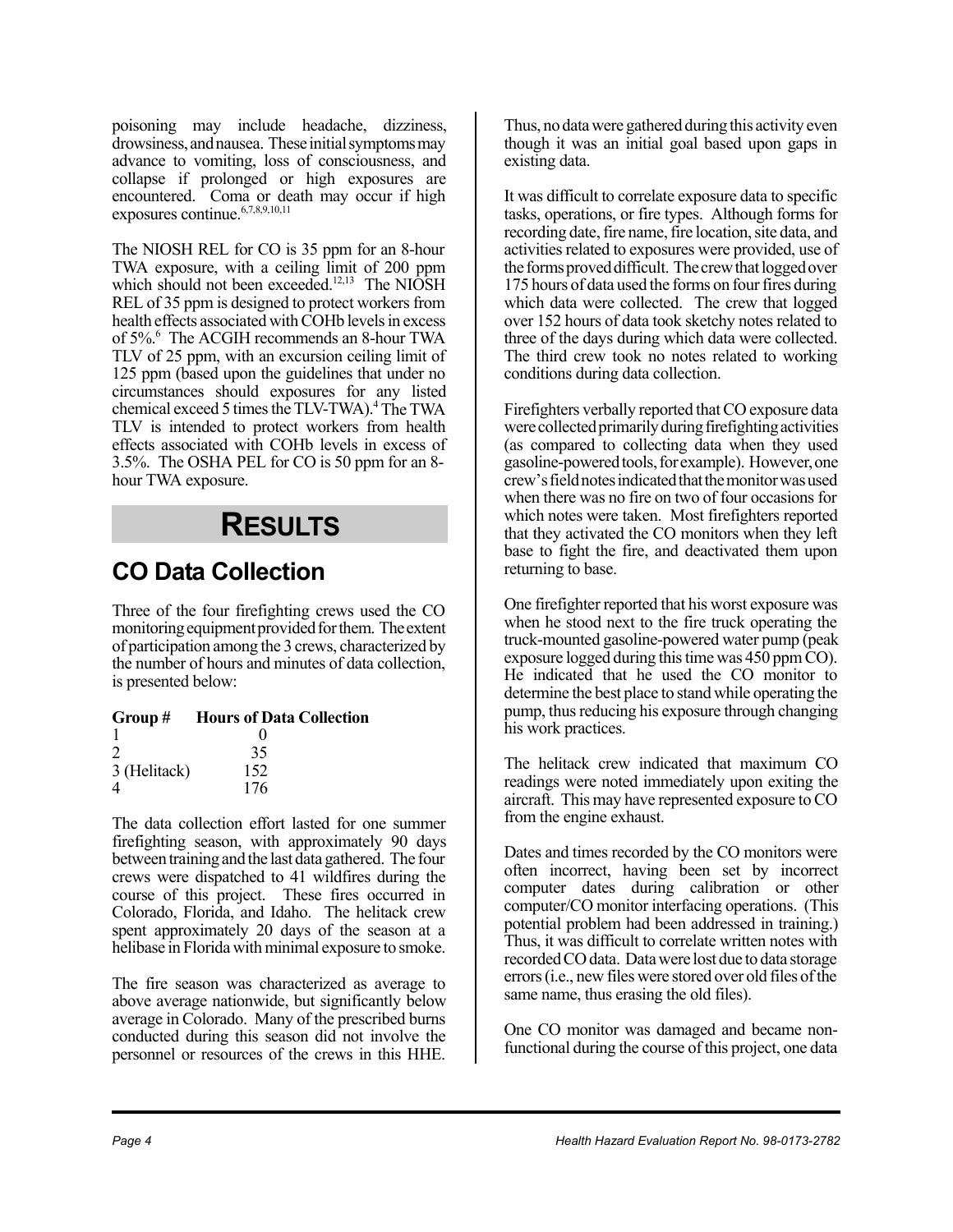poisoning may include headache, dizziness, drowsiness, and nausea. These initial symptoms may advance to vomiting, loss of consciousness, and collapse if prolonged or high exposures are encountered. Coma or death may occur if high exposures continue.[6,7,8,9,10,11]

The NIOSH REL for CO is 35 ppm for an 8-hour TWA exposure, with a ceiling limit of 200 ppm which should not been exceeded.[12,13] The NIOSH REL of 35 ppm is designed to protect workers from health effects associated with COHb levels in excess of 5%.[6] The ACGIH recommends an 8-hour TWA TLV of 25 ppm, with an excursion ceiling limit of 125 ppm (based upon the guidelines that under no circumstances should exposures for any listed chemical exceed 5 times the TLV-TWA).[4] The TWA TLV is intended to protect workers from health effects associated with COHb levels in excess of 3.5%. The OSHA PEL for CO is 50 ppm for an 8-hour TWA exposure.

# RESULTS

## CO Data Collection

Three of the four firefighting crews used the CO monitoring equipment provided for them. The extent of participation among the 3 crews, characterized by the number of hours and minutes of data collection, is presented below:

| Group # | Hours of Data Collection |
|---|---|
| 1 | 0 |
| 2 | 35 |
| 3 (Helitack) | 152 |
| 4 | 176 |

The data collection effort lasted for one summer firefighting season, with approximately 90 days between training and the last data gathered. The four crews were dispatched to 41 wildfires during the course of this project. These fires occurred in Colorado, Florida, and Idaho. The helitack crew spent approximately 20 days of the season at a helibase in Florida with minimal exposure to smoke.

The fire season was characterized as average to above average nationwide, but significantly below average in Colorado. Many of the prescribed burns conducted during this season did not involve the personnel or resources of the crews in this HHE. Thus, no data were gathered during this activity even though it was an initial goal based upon gaps in existing data.

It was difficult to correlate exposure data to specific tasks, operations, or fire types. Although forms for recording date, fire name, fire location, site data, and activities related to exposures were provided, use of the forms proved difficult. The crew that logged over 175 hours of data used the forms on four fires during which data were collected. The crew that logged over 152 hours of data took sketchy notes related to three of the days during which data were collected. The third crew took no notes related to working conditions during data collection.

Firefighters verbally reported that CO exposure data were collected primarily during firefighting activities (as compared to collecting data when they used gasoline-powered tools, for example). However, one crew's field notes indicated that the monitor was used when there was no fire on two of four occasions for which notes were taken. Most firefighters reported that they activated the CO monitors when they left base to fight the fire, and deactivated them upon returning to base.

One firefighter reported that his worst exposure was when he stood next to the fire truck operating the truck-mounted gasoline-powered water pump (peak exposure logged during this time was 450 ppm CO). He indicated that he used the CO monitor to determine the best place to stand while operating the pump, thus reducing his exposure through changing his work practices.

The helitack crew indicated that maximum CO readings were noted immediately upon exiting the aircraft. This may have represented exposure to CO from the engine exhaust.

Dates and times recorded by the CO monitors were often incorrect, having been set by incorrect computer dates during calibration or other computer/CO monitor interfacing operations. (This potential problem had been addressed in training.) Thus, it was difficult to correlate written notes with recorded CO data. Data were lost due to data storage errors (i.e., new files were stored over old files of the same name, thus erasing the old files).

One CO monitor was damaged and became non-functional during the course of this project, one data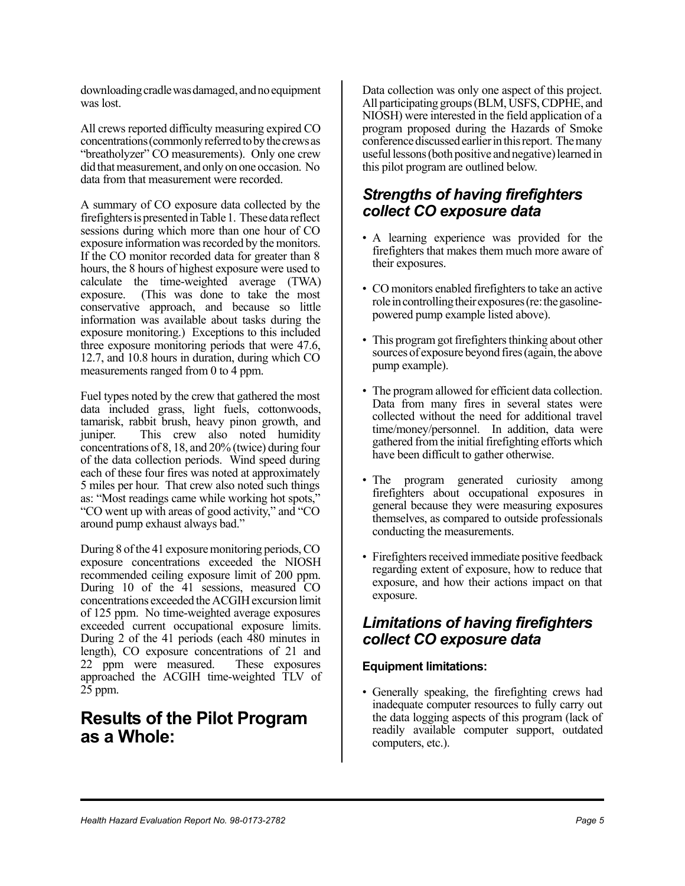downloading cradle was damaged, and no equipment was lost.

All crews reported difficulty measuring expired CO concentrations (commonly referred to by the crews as "breatholyzer" CO measurements). Only one crew did that measurement, and only on one occasion. No data from that measurement were recorded.

A summary of CO exposure data collected by the firefighters is presented in Table 1. These data reflect sessions during which more than one hour of CO exposure information was recorded by the monitors. If the CO monitor recorded data for greater than 8 hours, the 8 hours of highest exposure were used to calculate the time-weighted average (TWA) exposure. (This was done to take the most conservative approach, and because so little information was available about tasks during the exposure monitoring.) Exceptions to this included three exposure monitoring periods that were 47.6, 12.7, and 10.8 hours in duration, during which CO measurements ranged from 0 to 4 ppm.

Fuel types noted by the crew that gathered the most data included grass, light fuels, cottonwoods, tamarisk, rabbit brush, heavy pinon growth, and juniper. This crew also noted humidity concentrations of 8, 18, and 20% (twice) during four of the data collection periods. Wind speed during each of these four fires was noted at approximately 5 miles per hour. That crew also noted such things as: "Most readings came while working hot spots," "CO went up with areas of good activity," and "CO around pump exhaust always bad."

During 8 of the 41 exposure monitoring periods, CO exposure concentrations exceeded the NIOSH recommended ceiling exposure limit of 200 ppm. During 10 of the 41 sessions, measured CO concentrations exceeded the ACGIH excursion limit of 125 ppm. No time-weighted average exposures exceeded current occupational exposure limits. During 2 of the 41 periods (each 480 minutes in length), CO exposure concentrations of 21 and 22 ppm were measured. These exposures approached the ACGIH time-weighted TLV of 25 ppm.

# Results of the Pilot Program as a Whole:

Data collection was only one aspect of this project. All participating groups (BLM, USFS, CDPHE, and NIOSH) were interested in the field application of a program proposed during the Hazards of Smoke conference discussed earlier in this report. The many useful lessons (both positive and negative) learned in this pilot program are outlined below.

## *Strengths of having firefighters collect CO exposure data*

- A learning experience was provided for the firefighters that makes them much more aware of their exposures.
- CO monitors enabled firefighters to take an active role in controlling their exposures (re: the gasoline-powered pump example listed above).
- This program got firefighters thinking about other sources of exposure beyond fires (again, the above pump example).
- The program allowed for efficient data collection. Data from many fires in several states were collected without the need for additional travel time/money/personnel. In addition, data were gathered from the initial firefighting efforts which have been difficult to gather otherwise.
- The program generated curiosity among firefighters about occupational exposures in general because they were measuring exposures themselves, as compared to outside professionals conducting the measurements.
- Firefighters received immediate positive feedback regarding extent of exposure, how to reduce that exposure, and how their actions impact on that exposure.

## *Limitations of having firefighters collect CO exposure data*

### Equipment limitations:

- Generally speaking, the firefighting crews had inadequate computer resources to fully carry out the data logging aspects of this program (lack of readily available computer support, outdated computers, etc.).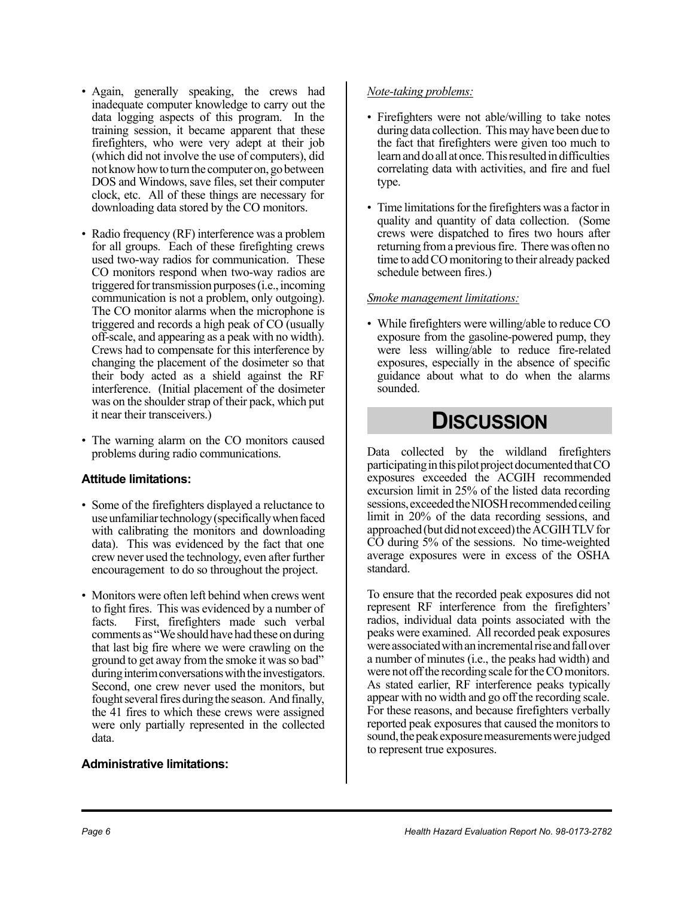- Again, generally speaking, the crews had inadequate computer knowledge to carry out the data logging aspects of this program. In the training session, it became apparent that these firefighters, who were very adept at their job (which did not involve the use of computers), did not know how to turn the computer on, go between DOS and Windows, save files, set their computer clock, etc. All of these things are necessary for downloading data stored by the CO monitors.

- Radio frequency (RF) interference was a problem for all groups. Each of these firefighting crews used two-way radios for communication. These CO monitors respond when two-way radios are triggered for transmission purposes (i.e., incoming communication is not a problem, only outgoing). The CO monitor alarms when the microphone is triggered and records a high peak of CO (usually off-scale, and appearing as a peak with no width). Crews had to compensate for this interference by changing the placement of the dosimeter so that their body acted as a shield against the RF interference. (Initial placement of the dosimeter was on the shoulder strap of their pack, which put it near their transceivers.)

- The warning alarm on the CO monitors caused problems during radio communications.

### Attitude limitations:

- Some of the firefighters displayed a reluctance to use unfamiliar technology (specifically when faced with calibrating the monitors and downloading data). This was evidenced by the fact that one crew never used the technology, even after further encouragement to do so throughout the project.

- Monitors were often left behind when crews went to fight fires. This was evidenced by a number of facts. First, firefighters made such verbal comments as "We should have had these on during that last big fire where we were crawling on the ground to get away from the smoke it was so bad" during interim conversations with the investigators. Second, one crew never used the monitors, but fought several fires during the season. And finally, the 41 fires to which these crews were assigned were only partially represented in the collected data.

### Administrative limitations:

*Note-taking problems:*

- Firefighters were not able/willing to take notes during data collection. This may have been due to the fact that firefighters were given too much to learn and do all at once. This resulted in difficulties correlating data with activities, and fire and fuel type.

- Time limitations for the firefighters was a factor in quality and quantity of data collection. (Some crews were dispatched to fires two hours after returning from a previous fire. There was often no time to add CO monitoring to their already packed schedule between fires.)

*Smoke management limitations:*

- While firefighters were willing/able to reduce CO exposure from the gasoline-powered pump, they were less willing/able to reduce fire-related exposures, especially in the absence of specific guidance about what to do when the alarms sounded.

# DISCUSSION

Data collected by the wildland firefighters participating in this pilot project documented that CO exposures exceeded the ACGIH recommended excursion limit in 25% of the listed data recording sessions, exceeded the NIOSH recommended ceiling limit in 20% of the data recording sessions, and approached (but did not exceed) the ACGIH TLV for CO during 5% of the sessions. No time-weighted average exposures were in excess of the OSHA standard.

To ensure that the recorded peak exposures did not represent RF interference from the firefighters' radios, individual data points associated with the peaks were examined. All recorded peak exposures were associated with an incremental rise and fall over a number of minutes (i.e., the peaks had width) and were not off the recording scale for the CO monitors. As stated earlier, RF interference peaks typically appear with no width and go off the recording scale. For these reasons, and because firefighters verbally reported peak exposures that caused the monitors to sound, the peak exposure measurements were judged to represent true exposures.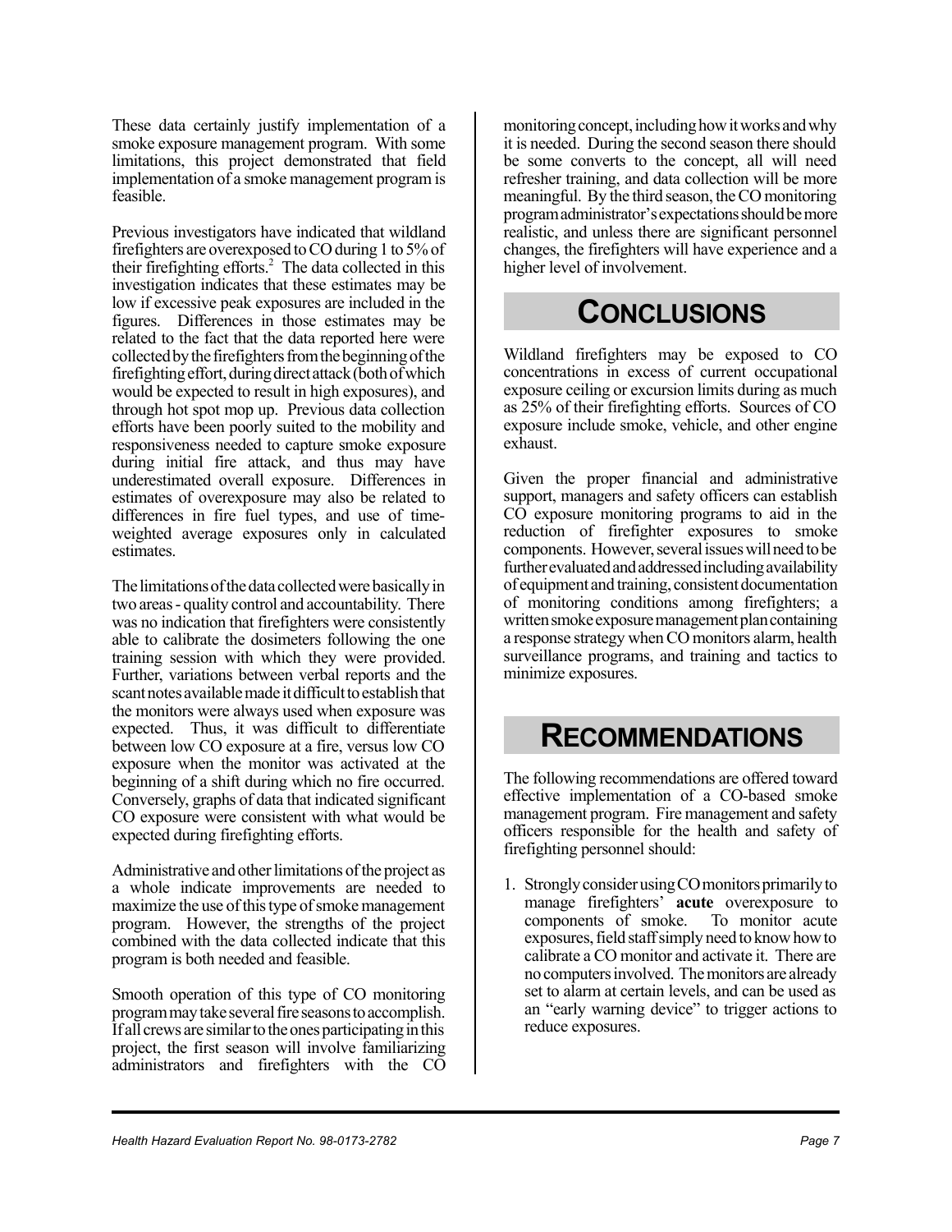These data certainly justify implementation of a smoke exposure management program. With some limitations, this project demonstrated that field implementation of a smoke management program is feasible.

Previous investigators have indicated that wildland firefighters are overexposed to CO during 1 to 5% of their firefighting efforts.[2] The data collected in this investigation indicates that these estimates may be low if excessive peak exposures are included in the figures. Differences in those estimates may be related to the fact that the data reported here were collected by the firefighters from the beginning of the firefighting effort, during direct attack (both of which would be expected to result in high exposures), and through hot spot mop up. Previous data collection efforts have been poorly suited to the mobility and responsiveness needed to capture smoke exposure during initial fire attack, and thus may have underestimated overall exposure. Differences in estimates of overexposure may also be related to differences in fire fuel types, and use of time-weighted average exposures only in calculated estimates.

The limitations of the data collected were basically in two areas - quality control and accountability. There was no indication that firefighters were consistently able to calibrate the dosimeters following the one training session with which they were provided. Further, variations between verbal reports and the scant notes available made it difficult to establish that the monitors were always used when exposure was expected. Thus, it was difficult to differentiate between low CO exposure at a fire, versus low CO exposure when the monitor was activated at the beginning of a shift during which no fire occurred. Conversely, graphs of data that indicated significant CO exposure were consistent with what would be expected during firefighting efforts.

Administrative and other limitations of the project as a whole indicate improvements are needed to maximize the use of this type of smoke management program. However, the strengths of the project combined with the data collected indicate that this program is both needed and feasible.

Smooth operation of this type of CO monitoring program may take several fire seasons to accomplish. If all crews are similar to the ones participating in this project, the first season will involve familiarizing administrators and firefighters with the CO monitoring concept, including how it works and why it is needed. During the second season there should be some converts to the concept, all will need refresher training, and data collection will be more meaningful. By the third season, the CO monitoring program administrator's expectations should be more realistic, and unless there are significant personnel changes, the firefighters will have experience and a higher level of involvement.

# CONCLUSIONS

Wildland firefighters may be exposed to CO concentrations in excess of current occupational exposure ceiling or excursion limits during as much as 25% of their firefighting efforts. Sources of CO exposure include smoke, vehicle, and other engine exhaust.

Given the proper financial and administrative support, managers and safety officers can establish CO exposure monitoring programs to aid in the reduction of firefighter exposures to smoke components. However, several issues will need to be further evaluated and addressed including availability of equipment and training, consistent documentation of monitoring conditions among firefighters; a written smoke exposure management plan containing a response strategy when CO monitors alarm, health surveillance programs, and training and tactics to minimize exposures.

# RECOMMENDATIONS

The following recommendations are offered toward effective implementation of a CO-based smoke management program. Fire management and safety officers responsible for the health and safety of firefighting personnel should:

1. Strongly consider using CO monitors primarily to manage firefighters' **acute** overexposure to components of smoke. To monitor acute exposures, field staff simply need to know how to calibrate a CO monitor and activate it. There are no computers involved. The monitors are already set to alarm at certain levels, and can be used as an "early warning device" to trigger actions to reduce exposures.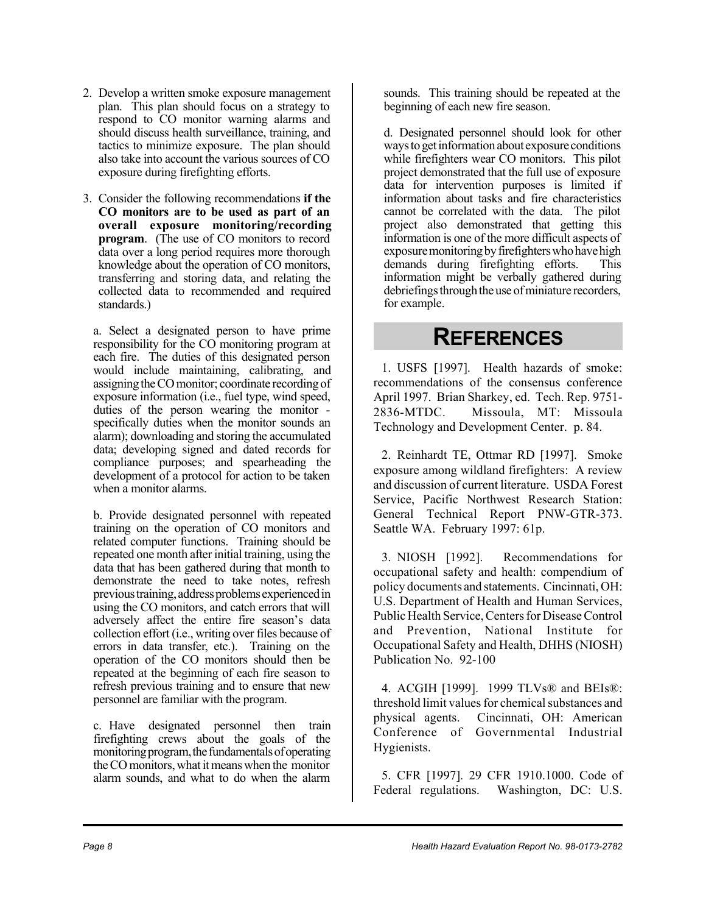2. Develop a written smoke exposure management plan. This plan should focus on a strategy to respond to CO monitor warning alarms and should discuss health surveillance, training, and tactics to minimize exposure. The plan should also take into account the various sources of CO exposure during firefighting efforts.

3. Consider the following recommendations **if the CO monitors are to be used as part of an overall exposure monitoring/recording program**. (The use of CO monitors to record data over a long period requires more thorough knowledge about the operation of CO monitors, transferring and storing data, and relating the collected data to recommended and required standards.)

   a. Select a designated person to have prime responsibility for the CO monitoring program at each fire. The duties of this designated person would include maintaining, calibrating, and assigning the CO monitor; coordinate recording of exposure information (i.e., fuel type, wind speed, duties of the person wearing the monitor - specifically duties when the monitor sounds an alarm); downloading and storing the accumulated data; developing signed and dated records for compliance purposes; and spearheading the development of a protocol for action to be taken when a monitor alarms.

   b. Provide designated personnel with repeated training on the operation of CO monitors and related computer functions. Training should be repeated one month after initial training, using the data that has been gathered during that month to demonstrate the need to take notes, refresh previous training, address problems experienced in using the CO monitors, and catch errors that will adversely affect the entire fire season's data collection effort (i.e., writing over files because of errors in data transfer, etc.). Training on the operation of the CO monitors should then be repeated at the beginning of each fire season to refresh previous training and to ensure that new personnel are familiar with the program.

   c. Have designated personnel then train firefighting crews about the goals of the monitoring program, the fundamentals of operating the CO monitors, what it means when the monitor alarm sounds, and what to do when the alarm sounds. This training should be repeated at the beginning of each new fire season.

   d. Designated personnel should look for other ways to get information about exposure conditions while firefighters wear CO monitors. This pilot project demonstrated that the full use of exposure data for intervention purposes is limited if information about tasks and fire characteristics cannot be correlated with the data. The pilot project also demonstrated that getting this information is one of the more difficult aspects of exposure monitoring by firefighters who have high demands during firefighting efforts. This information might be verbally gathered during debriefings through the use of miniature recorders, for example.

# REFERENCES

1. USFS [1997]. Health hazards of smoke: recommendations of the consensus conference April 1997. Brian Sharkey, ed. Tech. Rep. 9751-2836-MTDC. Missoula, MT: Missoula Technology and Development Center. p. 84.

2. Reinhardt TE, Ottmar RD [1997]. Smoke exposure among wildland firefighters: A review and discussion of current literature. USDA Forest Service, Pacific Northwest Research Station: General Technical Report PNW-GTR-373. Seattle WA. February 1997: 61p.

3. NIOSH [1992]. Recommendations for occupational safety and health: compendium of policy documents and statements. Cincinnati, OH: U.S. Department of Health and Human Services, Public Health Service, Centers for Disease Control and Prevention, National Institute for Occupational Safety and Health, DHHS (NIOSH) Publication No. 92-100

4. ACGIH [1999]. 1999 TLVs® and BEIs®: threshold limit values for chemical substances and physical agents. Cincinnati, OH: American Conference of Governmental Industrial Hygienists.

5. CFR [1997]. 29 CFR 1910.1000. Code of Federal regulations. Washington, DC: U.S.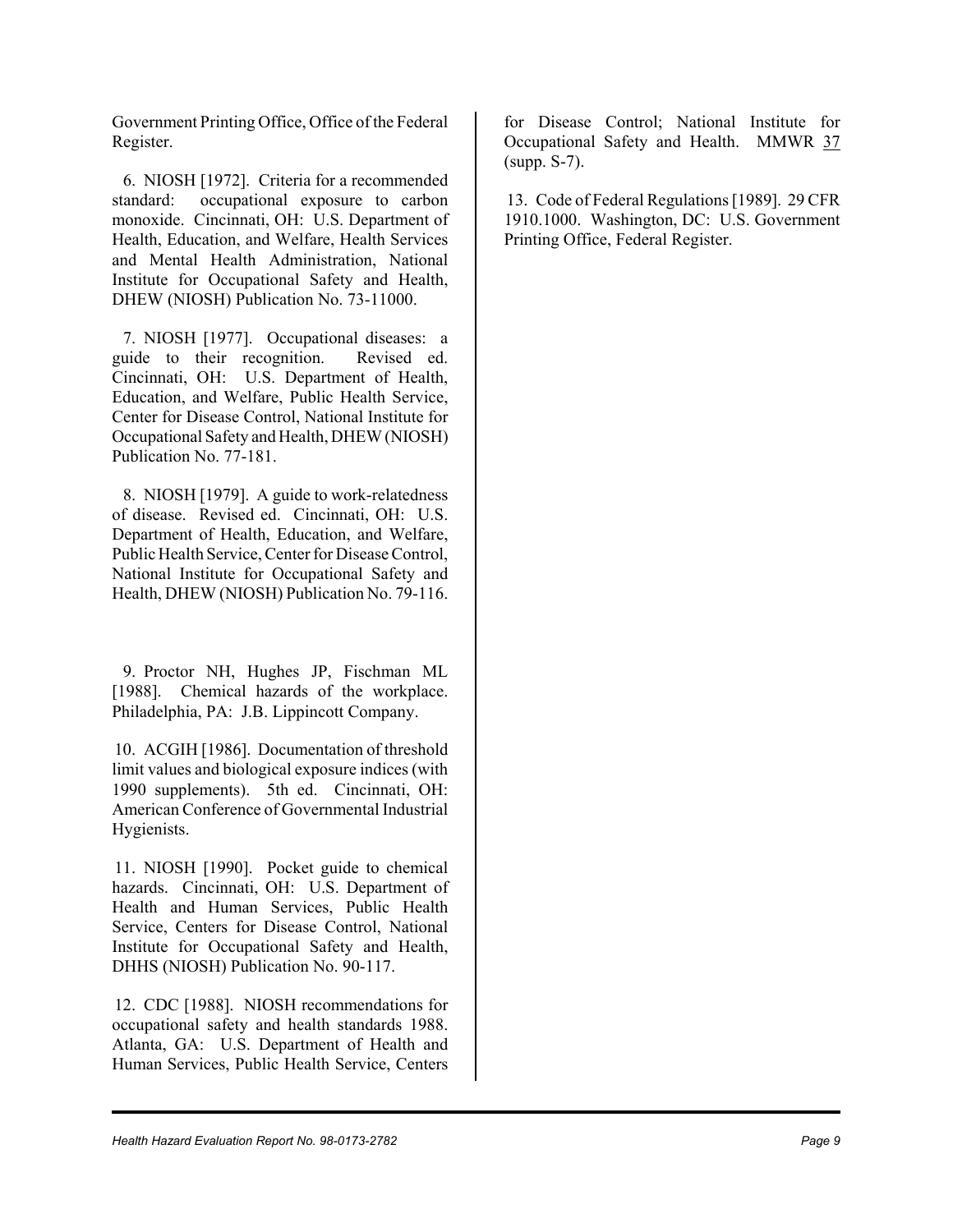Government Printing Office, Office of the Federal Register.

6. NIOSH [1972]. Criteria for a recommended standard: occupational exposure to carbon monoxide. Cincinnati, OH: U.S. Department of Health, Education, and Welfare, Health Services and Mental Health Administration, National Institute for Occupational Safety and Health, DHEW (NIOSH) Publication No. 73-11000.

7. NIOSH [1977]. Occupational diseases: a guide to their recognition. Revised ed. Cincinnati, OH: U.S. Department of Health, Education, and Welfare, Public Health Service, Center for Disease Control, National Institute for Occupational Safety and Health, DHEW (NIOSH) Publication No. 77-181.

8. NIOSH [1979]. A guide to work-relatedness of disease. Revised ed. Cincinnati, OH: U.S. Department of Health, Education, and Welfare, Public Health Service, Center for Disease Control, National Institute for Occupational Safety and Health, DHEW (NIOSH) Publication No. 79-116.

9. Proctor NH, Hughes JP, Fischman ML [1988]. Chemical hazards of the workplace. Philadelphia, PA: J.B. Lippincott Company.

10. ACGIH [1986]. Documentation of threshold limit values and biological exposure indices (with 1990 supplements). 5th ed. Cincinnati, OH: American Conference of Governmental Industrial Hygienists.

11. NIOSH [1990]. Pocket guide to chemical hazards. Cincinnati, OH: U.S. Department of Health and Human Services, Public Health Service, Centers for Disease Control, National Institute for Occupational Safety and Health, DHHS (NIOSH) Publication No. 90-117.

12. CDC [1988]. NIOSH recommendations for occupational safety and health standards 1988. Atlanta, GA: U.S. Department of Health and Human Services, Public Health Service, Centers for Disease Control; National Institute for Occupational Safety and Health. MMWR 37 (supp. S-7).

13. Code of Federal Regulations [1989]. 29 CFR 1910.1000. Washington, DC: U.S. Government Printing Office, Federal Register.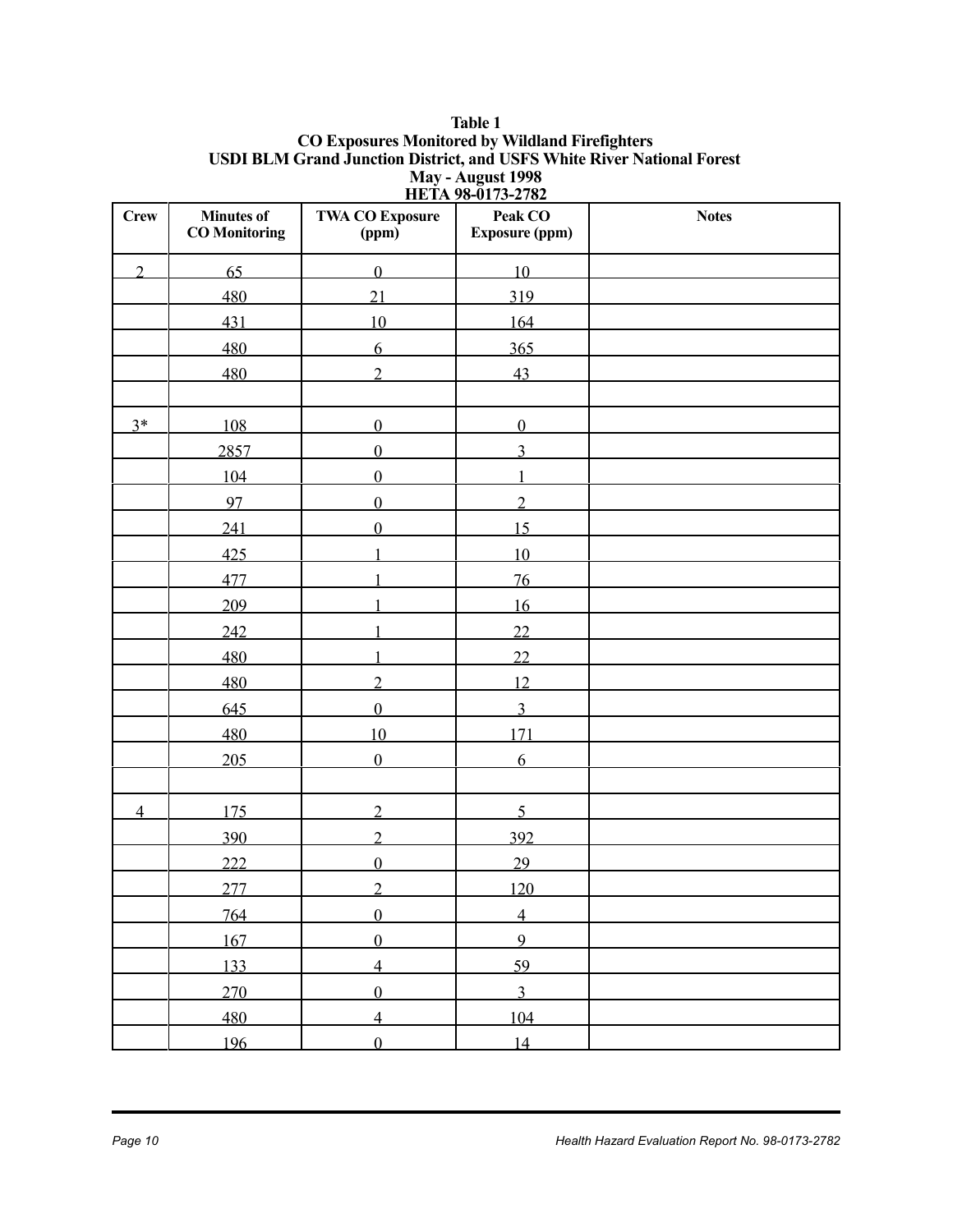**Table 1**
**CO Exposures Monitored by Wildland Firefighters**
**USDI BLM Grand Junction District, and USFS White River National Forest**
**May - August 1998**
**HETA 98-0173-2782**

| Crew | Minutes of CO Monitoring | TWA CO Exposure (ppm) | Peak CO Exposure (ppm) | Notes |
|---|---|---|---|---|
| 2 | 65 | 0 | 10 | |
| | 480 | 21 | 319 | |
| | 431 | 10 | 164 | |
| | 480 | 6 | 365 | |
| | 480 | 2 | 43 | |
| | | | | |
| 3* | 108 | 0 | 0 | |
| | 2857 | 0 | 3 | |
| | 104 | 0 | 1 | |
| | 97 | 0 | 2 | |
| | 241 | 0 | 15 | |
| | 425 | 1 | 10 | |
| | 477 | 1 | 76 | |
| | 209 | 1 | 16 | |
| | 242 | 1 | 22 | |
| | 480 | 1 | 22 | |
| | 480 | 2 | 12 | |
| | 645 | 0 | 3 | |
| | 480 | 10 | 171 | |
| | 205 | 0 | 6 | |
| | | | | |
| 4 | 175 | 2 | 5 | |
| | 390 | 2 | 392 | |
| | 222 | 0 | 29 | |
| | 277 | 2 | 120 | |
| | 764 | 0 | 4 | |
| | 167 | 0 | 9 | |
| | 133 | 4 | 59 | |
| | 270 | 0 | 3 | |
| | 480 | 4 | 104 | |
| | 196 | 0 | 14 | |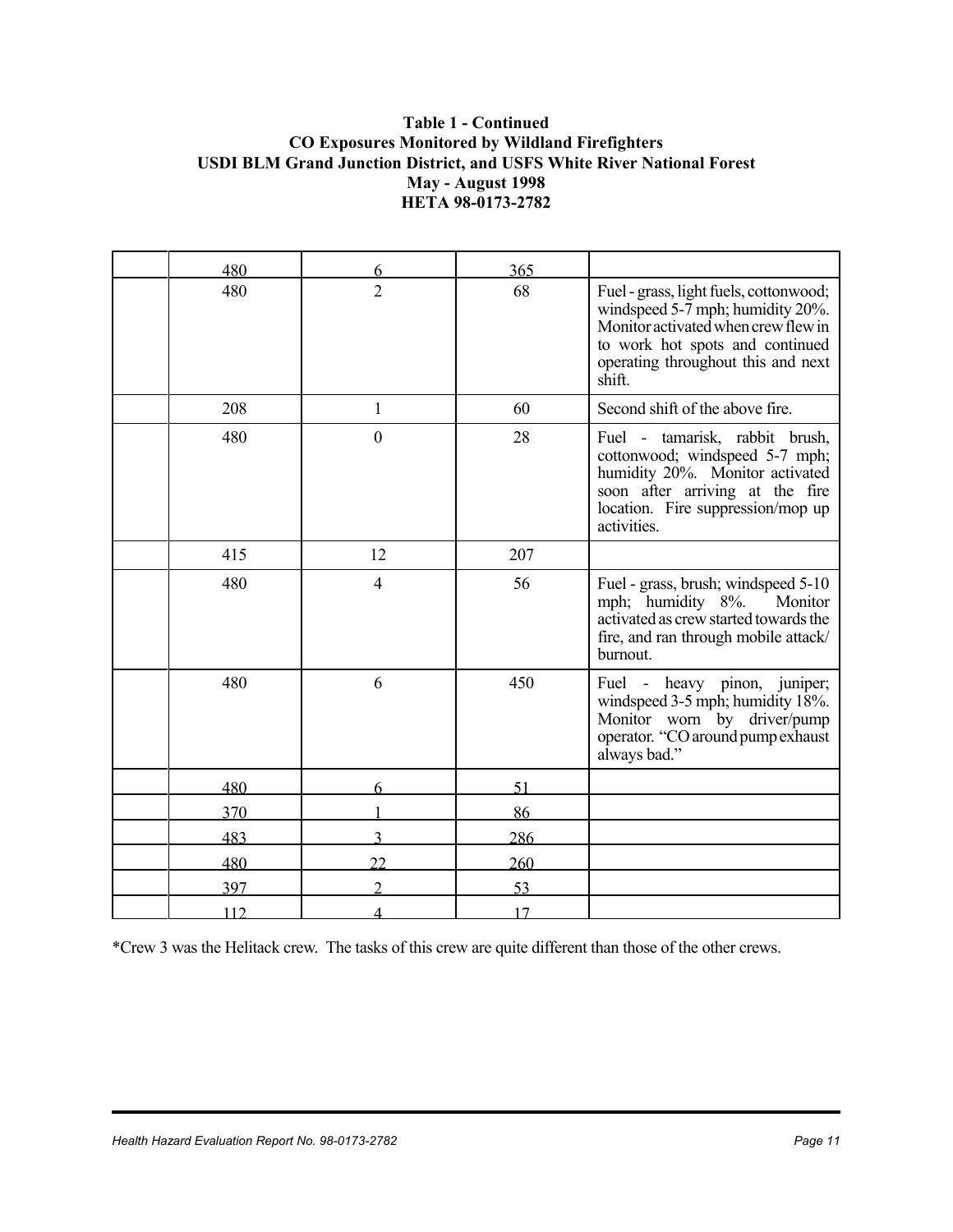**Table 1 - Continued**
**CO Exposures Monitored by Wildland Firefighters**
**USDI BLM Grand Junction District, and USFS White River National Forest**
**May - August 1998**
**HETA 98-0173-2782**

| | | | | |
|---|---|---|---|---|
| | 480 | 6 | 365 | |
| | 480 | 2 | 68 | Fuel - grass, light fuels, cottonwood; windspeed 5-7 mph; humidity 20%. Monitor activated when crew flew in to work hot spots and continued operating throughout this and next shift. |
| | 208 | 1 | 60 | Second shift of the above fire. |
| | 480 | 0 | 28 | Fuel - tamarisk, rabbit brush, cottonwood; windspeed 5-7 mph; humidity 20%. Monitor activated soon after arriving at the fire location. Fire suppression/mop up activities. |
| | 415 | 12 | 207 | |
| | 480 | 4 | 56 | Fuel - grass, brush; windspeed 5-10 mph; humidity 8%. Monitor activated as crew started towards the fire, and ran through mobile attack/ burnout. |
| | 480 | 6 | 450 | Fuel - heavy pinon, juniper; windspeed 3-5 mph; humidity 18%. Monitor worn by driver/pump operator. "CO around pump exhaust always bad." |
| | 480 | 6 | 51 | |
| | 370 | 1 | 86 | |
| | 483 | 3 | 286 | |
| | 480 | 22 | 260 | |
| | 397 | 2 | 53 | |
| | 112 | 4 | 17 | |

*Crew 3 was the Helitack crew. The tasks of this crew are quite different than those of the other crews.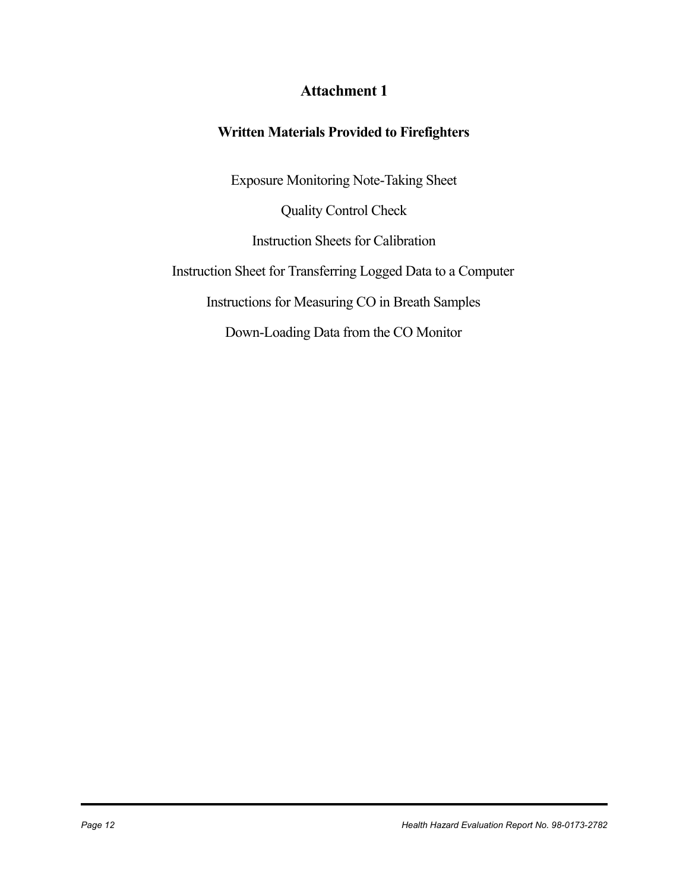# Attachment 1

## Written Materials Provided to Firefighters

Exposure Monitoring Note-Taking Sheet

Quality Control Check

Instruction Sheets for Calibration

Instruction Sheet for Transferring Logged Data to a Computer

Instructions for Measuring CO in Breath Samples

Down-Loading Data from the CO Monitor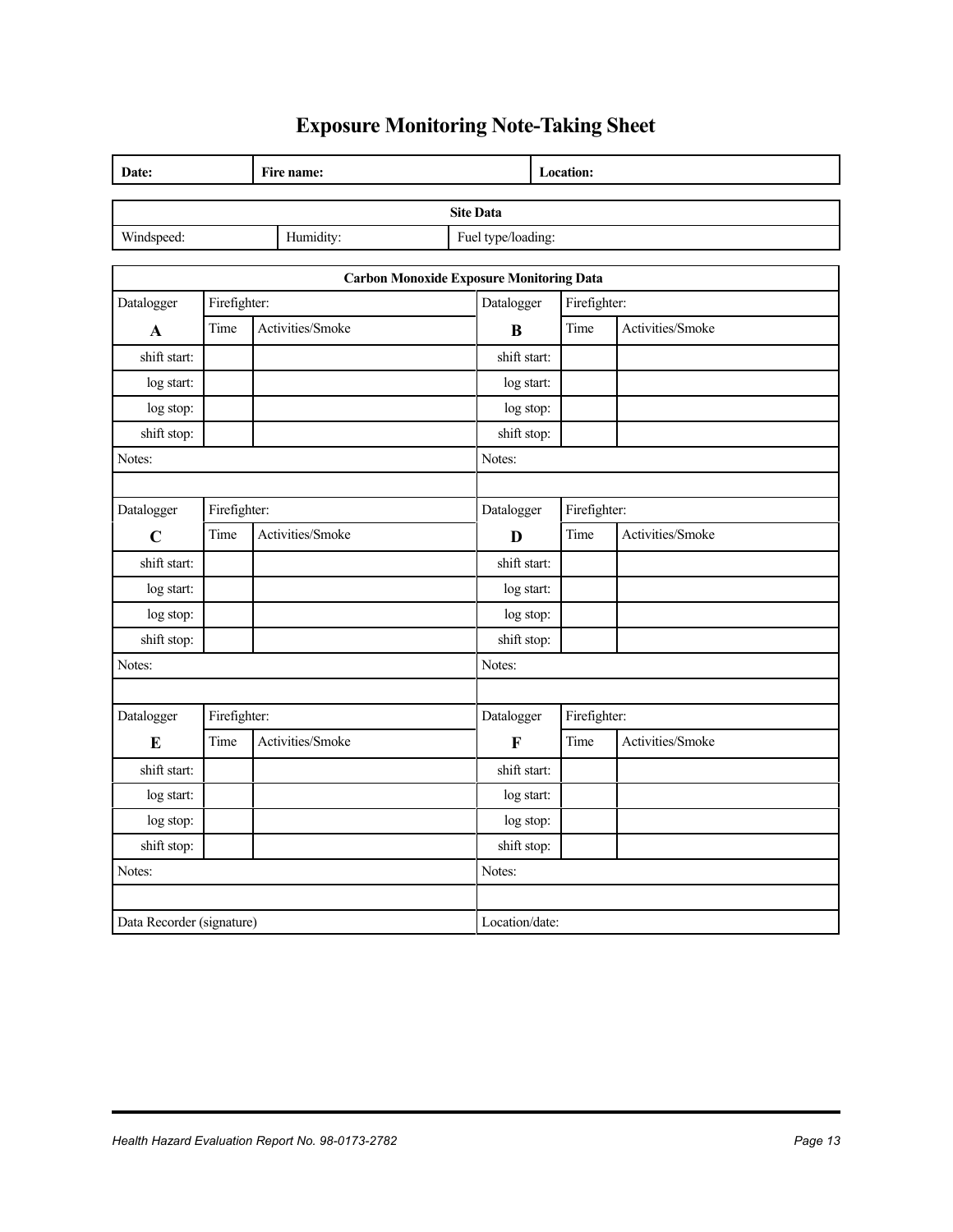# Exposure Monitoring Note-Taking Sheet

| **Date:** | **Fire name:** | **Location:** |
|---|---|---|

| **Site Data** | | |
|---|---|---|
| Windspeed: | Humidity: | Fuel type/loading: |

| **Carbon Monoxide Exposure Monitoring Data** | | | | | |
|---|---|---|---|---|---|
| Datalogger | Firefighter: | | Datalogger | Firefighter: | |
| **A** | Time | Activities/Smoke | **B** | Time | Activities/Smoke |
| shift start: | | | shift start: | | |
| log start: | | | log start: | | |
| log stop: | | | log stop: | | |
| shift stop: | | | shift stop: | | |
| Notes: | | | Notes: | | |
| | | | | | |
| Datalogger | Firefighter: | | Datalogger | Firefighter: | |
| **C** | Time | Activities/Smoke | **D** | Time | Activities/Smoke |
| shift start: | | | shift start: | | |
| log start: | | | log start: | | |
| log stop: | | | log stop: | | |
| shift stop: | | | shift stop: | | |
| Notes: | | | Notes: | | |
| | | | | | |
| Datalogger | Firefighter: | | Datalogger | Firefighter: | |
| **E** | Time | Activities/Smoke | **F** | Time | Activities/Smoke |
| shift start: | | | shift start: | | |
| log start: | | | log start: | | |
| log stop: | | | log stop: | | |
| shift stop: | | | shift stop: | | |
| Notes: | | | Notes: | | |
| | | | | | |
| Data Recorder (signature) | | | Location/date: | | |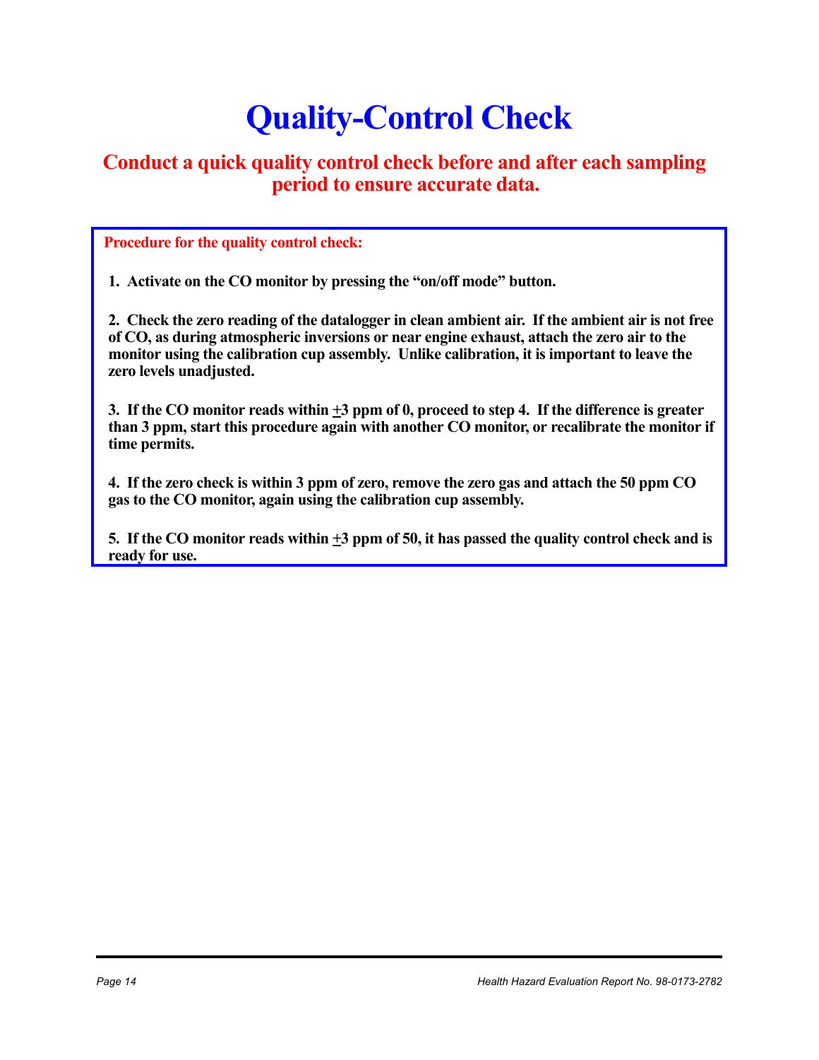# Quality-Control Check

**Conduct a quick quality control check before and after each sampling period to ensure accurate data.**

**Procedure for the quality control check:**

1. **Activate on the CO monitor by pressing the "on/off mode" button.**

2. **Check the zero reading of the datalogger in clean ambient air. If the ambient air is not free of CO, as during atmospheric inversions or near engine exhaust, attach the zero air to the monitor using the calibration cup assembly. Unlike calibration, it is important to leave the zero levels unadjusted.**

3. **If the CO monitor reads within ±3 ppm of 0, proceed to step 4. If the difference is greater than 3 ppm, start this procedure again with another CO monitor, or recalibrate the monitor if time permits.**

4. **If the zero check is within 3 ppm of zero, remove the zero gas and attach the 50 ppm CO gas to the CO monitor, again using the calibration cup assembly.**

5. **If the CO monitor reads within ±3 ppm of 50, it has passed the quality control check and is ready for use.**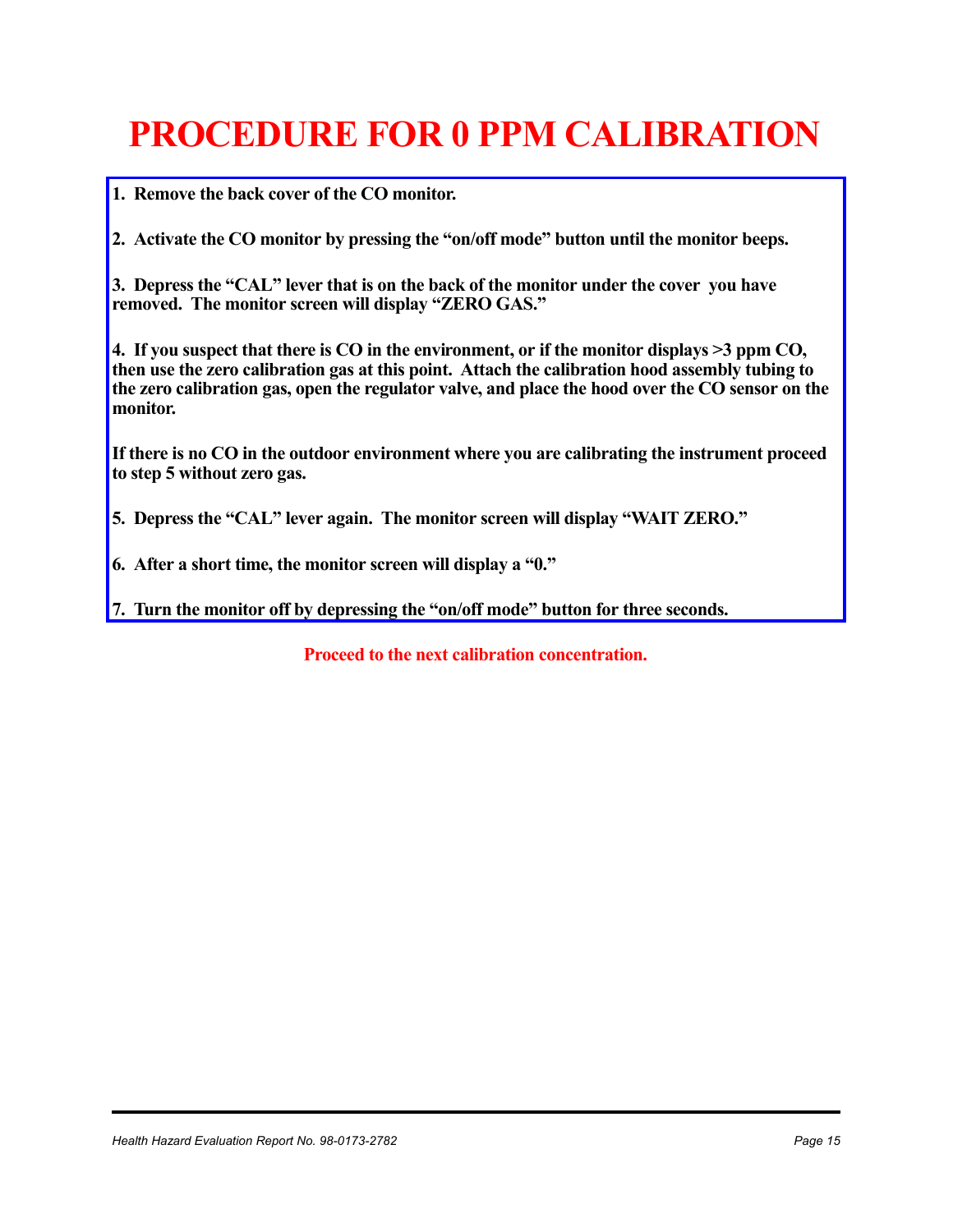# PROCEDURE FOR 0 PPM CALIBRATION

**1. Remove the back cover of the CO monitor.**

**2. Activate the CO monitor by pressing the "on/off mode" button until the monitor beeps.**

**3. Depress the "CAL" lever that is on the back of the monitor under the cover you have removed. The monitor screen will display "ZERO GAS."**

**4. If you suspect that there is CO in the environment, or if the monitor displays >3 ppm CO, then use the zero calibration gas at this point. Attach the calibration hood assembly tubing to the zero calibration gas, open the regulator valve, and place the hood over the CO sensor on the monitor.**

**If there is no CO in the outdoor environment where you are calibrating the instrument proceed to step 5 without zero gas.**

**5. Depress the "CAL" lever again. The monitor screen will display "WAIT ZERO."**

**6. After a short time, the monitor screen will display a "0."**

**7. Turn the monitor off by depressing the "on/off mode" button for three seconds.**

**Proceed to the next calibration concentration.**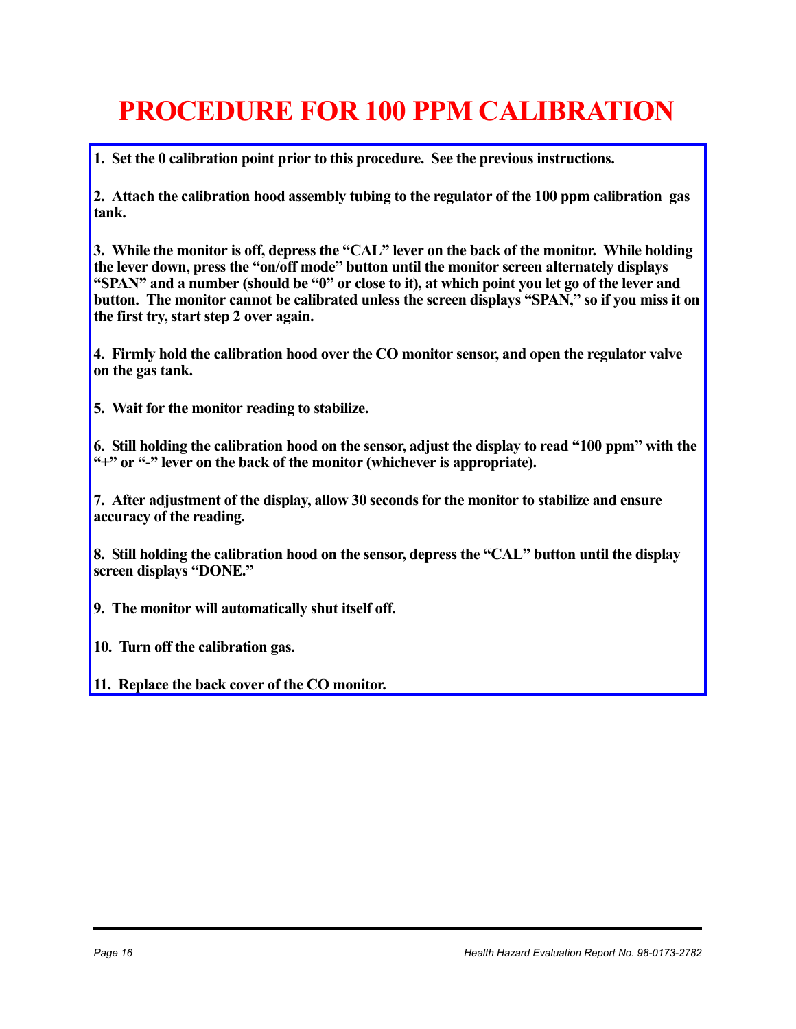# PROCEDURE FOR 100 PPM CALIBRATION

**1. Set the 0 calibration point prior to this procedure. See the previous instructions.**

**2. Attach the calibration hood assembly tubing to the regulator of the 100 ppm calibration gas tank.**

**3. While the monitor is off, depress the "CAL" lever on the back of the monitor. While holding the lever down, press the "on/off mode" button until the monitor screen alternately displays "SPAN" and a number (should be "0" or close to it), at which point you let go of the lever and button. The monitor cannot be calibrated unless the screen displays "SPAN," so if you miss it on the first try, start step 2 over again.**

**4. Firmly hold the calibration hood over the CO monitor sensor, and open the regulator valve on the gas tank.**

**5. Wait for the monitor reading to stabilize.**

**6. Still holding the calibration hood on the sensor, adjust the display to read "100 ppm" with the "+" or "-" lever on the back of the monitor (whichever is appropriate).**

**7. After adjustment of the display, allow 30 seconds for the monitor to stabilize and ensure accuracy of the reading.**

**8. Still holding the calibration hood on the sensor, depress the "CAL" button until the display screen displays "DONE."**

**9. The monitor will automatically shut itself off.**

**10. Turn off the calibration gas.**

**11. Replace the back cover of the CO monitor.**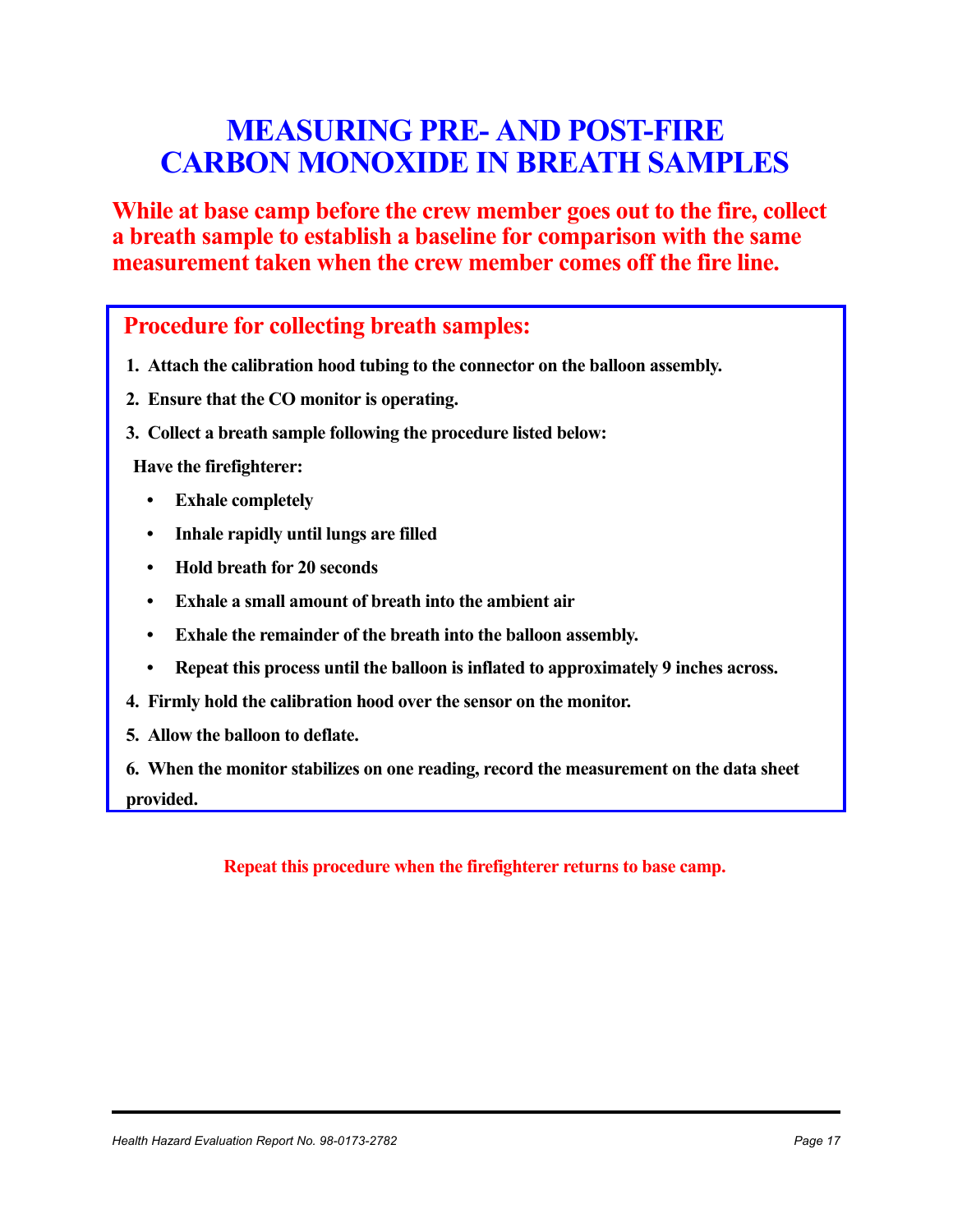# MEASURING PRE- AND POST-FIRE CARBON MONOXIDE IN BREATH SAMPLES

**While at base camp before the crew member goes out to the fire, collect a breath sample to establish a baseline for comparison with the same measurement taken when the crew member comes off the fire line.**

## Procedure for collecting breath samples:

1. **Attach the calibration hood tubing to the connector on the balloon assembly.**
2. **Ensure that the CO monitor is operating.**
3. **Collect a breath sample following the procedure listed below:**

   **Have the firefighterer:**

   - **Exhale completely**
   - **Inhale rapidly until lungs are filled**
   - **Hold breath for 20 seconds**
   - **Exhale a small amount of breath into the ambient air**
   - **Exhale the remainder of the breath into the balloon assembly.**
   - **Repeat this process until the balloon is inflated to approximately 9 inches across.**

4. **Firmly hold the calibration hood over the sensor on the monitor.**
5. **Allow the balloon to deflate.**
6. **When the monitor stabilizes on one reading, record the measurement on the data sheet provided.**

**Repeat this procedure when the firefighterer returns to base camp.**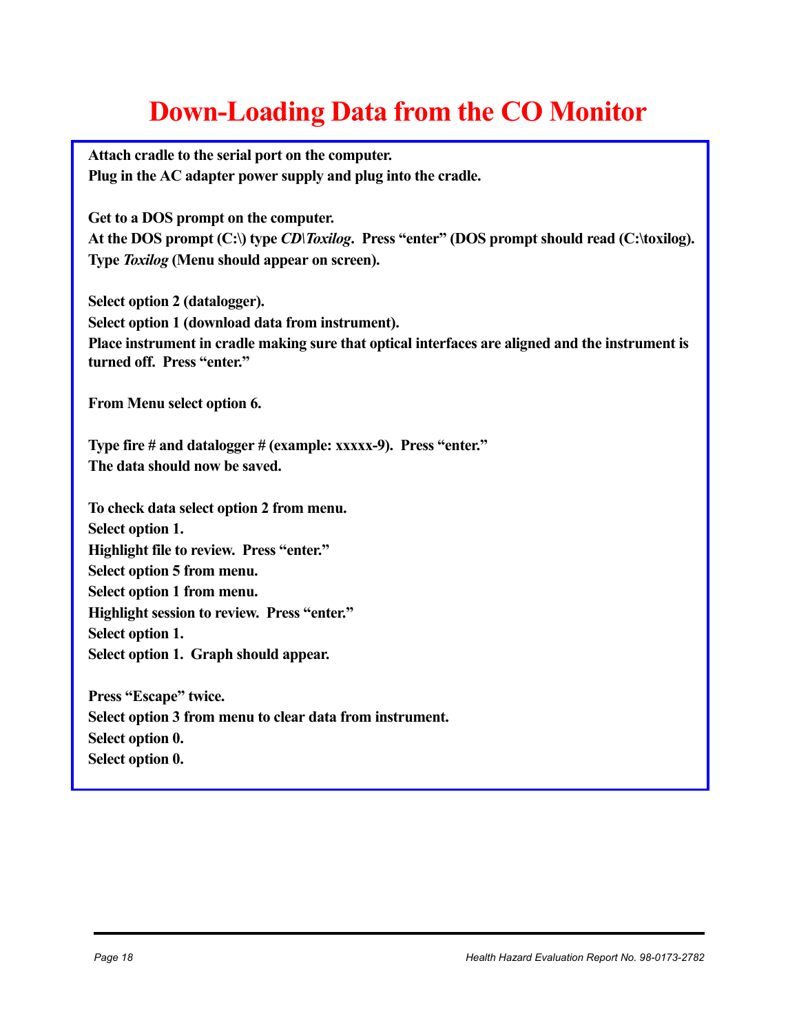# Down-Loading Data from the CO Monitor

**Attach cradle to the serial port on the computer.**
**Plug in the AC adapter power supply and plug into the cradle.**

**Get to a DOS prompt on the computer.**
**At the DOS prompt (C:\) type *CD\Toxilog*. Press "enter" (DOS prompt should read (C:\toxilog).**
**Type *Toxilog* (Menu should appear on screen).**

**Select option 2 (datalogger).**
**Select option 1 (download data from instrument).**
**Place instrument in cradle making sure that optical interfaces are aligned and the instrument is turned off. Press "enter."**

**From Menu select option 6.**

**Type fire # and datalogger # (example: xxxxx-9). Press "enter."**
**The data should now be saved.**

**To check data select option 2 from menu.**
**Select option 1.**
**Highlight file to review. Press "enter."**
**Select option 5 from menu.**
**Select option 1 from menu.**
**Highlight session to review. Press "enter."**
**Select option 1.**
**Select option 1. Graph should appear.**

**Press "Escape" twice.**
**Select option 3 from menu to clear data from instrument.**
**Select option 0.**
**Select option 0.**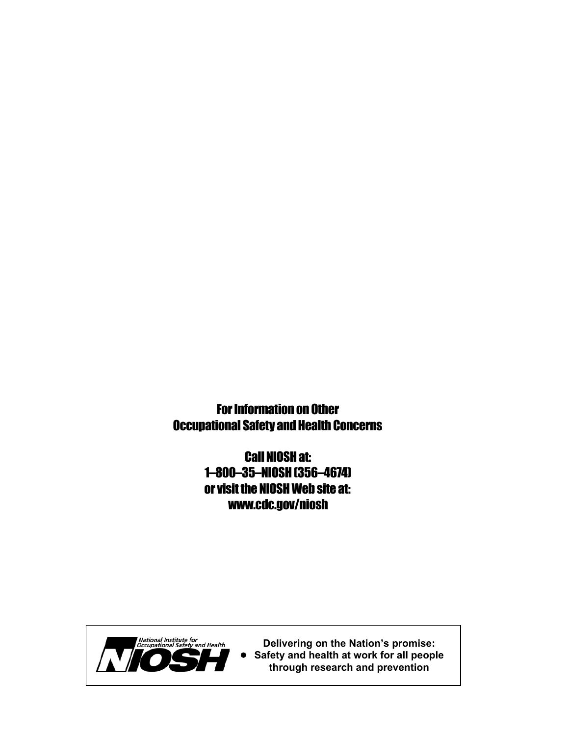For Information on Other
Occupational Safety and Health Concerns

Call NIOSH at:
1–800–35–NIOSH (356–4674)
or visit the NIOSH Web site at:
www.cdc.gov/niosh

National Institute for Occupational Safety and Health

NIOSH

**Delivering on the Nation's promise:**
**Safety and health at work for all people**
**through research and prevention**